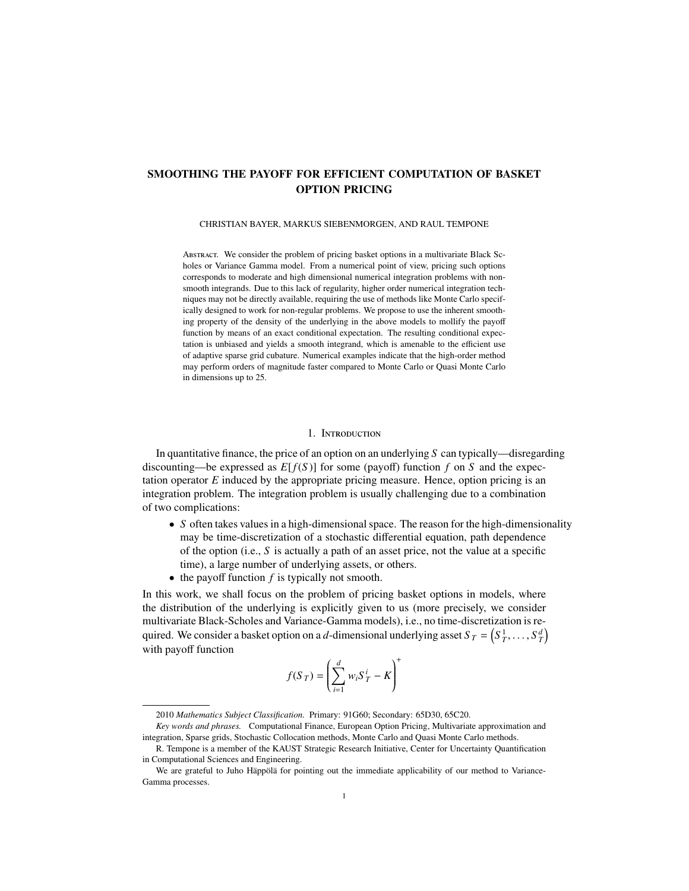# SMOOTHING THE PAYOFF FOR EFFICIENT COMPUTATION OF BASKET OPTION PRICING

CHRISTIAN BAYER, MARKUS SIEBENMORGEN, AND RAUL TEMPONE

Abstract. We consider the problem of pricing basket options in a multivariate Black Scholes or Variance Gamma model. From a numerical point of view, pricing such options corresponds to moderate and high dimensional numerical integration problems with non-smooth integrands. Due to this lack of regularity, higher order numerical integration techniques may not be directly available, requiring the use of methods like Monte Carlo specifically designed to work for non-regular problems. We propose to use the inherent smoothing property of the density of the underlying in the above models to mollify the payoff function by means of an exact conditional expectation. The resulting conditional expectation is unbiased and yields a smooth integrand, which is amenable to the efficient use of adaptive sparse grid cubature. Numerical examples indicate that the high-order method may perform orders of magnitude faster compared to Monte Carlo or Quasi Monte Carlo in dimensions up to 25.

## 1. Introduction

In quantitative finance, the price of an option on an underlying $S$ can typically—disregarding discounting—be expressed as $E[f(S)]$ for some (payoff) function $f$ on $S$ and the expectation operator $E$ induced by the appropriate pricing measure. Hence, option pricing is an integration problem. The integration problem is usually challenging due to a combination of two complications:

- $S$ often takes values in a high-dimensional space. The reason for the high-dimensionality may be time-discretization of a stochastic differential equation, path dependence of the option (i.e., $S$ is actually a path of an asset price, not the value at a specific time), a large number of underlying assets, or others.
- the payoff function $f$ is typically not smooth.

In this work, we shall focus on the problem of pricing basket options in models, where the distribution of the underlying is explicitly given to us (more precisely, we consider multivariate Black-Scholes and Variance-Gamma models), i.e., no time-discretization is required. We consider a basket option on a $d$-dimensional underlying asset $S_T = \left(S_T^1, \dots, S_T^d\right)$ with payoff function

$$f(S_T) = \left( \sum_{i=1}^{d} w_i S_T^i - K \right)^+$$

---

2010 *Mathematics Subject Classification.* Primary: 91G60; Secondary: 65D30, 65C20.

*Key words and phrases.* Computational Finance, European Option Pricing, Multivariate approximation and integration, Sparse grids, Stochastic Collocation methods, Monte Carlo and Quasi Monte Carlo methods.

R. Tempone is a member of the KAUST Strategic Research Initiative, Center for Uncertainty Quantification in Computational Sciences and Engineering.

We are grateful to Juho Häppölä for pointing out the immediate applicability of our method to Variance-Gamma processes.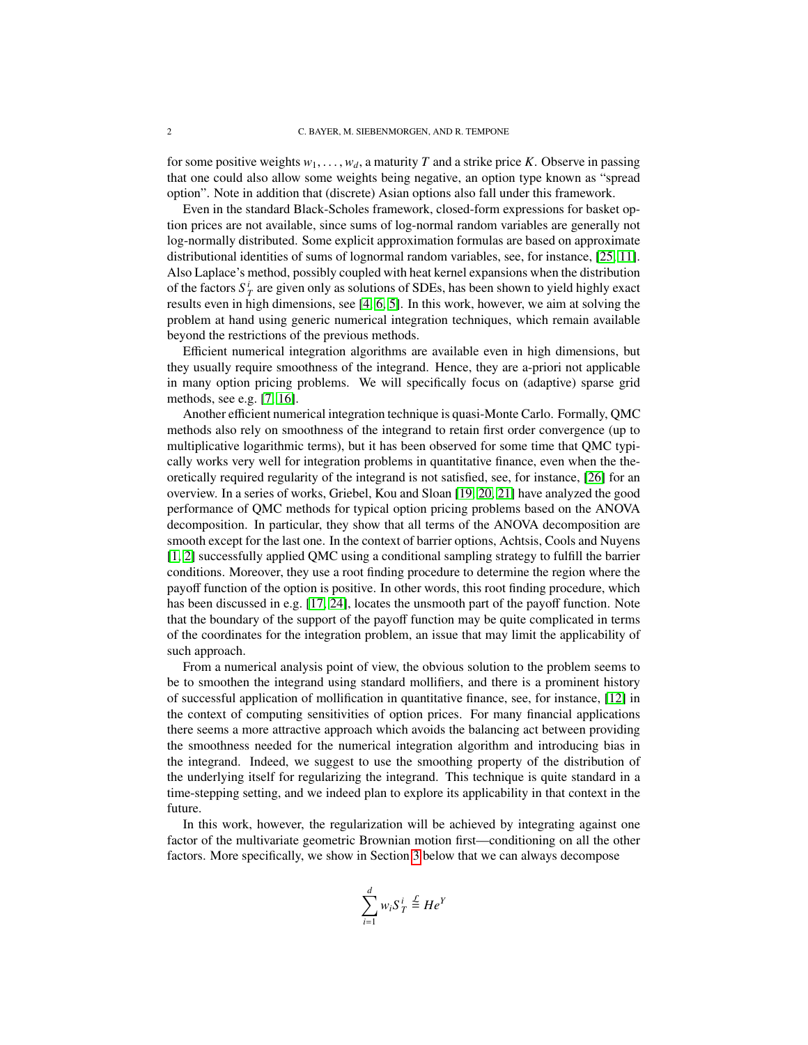for some positive weights $w_1, \dots, w_d$, a maturity $T$ and a strike price $K$. Observe in passing that one could also allow some weights being negative, an option type known as "spread option". Note in addition that (discrete) Asian options also fall under this framework.

Even in the standard Black-Scholes framework, closed-form expressions for basket option prices are not available, since sums of log-normal random variables are generally not log-normally distributed. Some explicit approximation formulas are based on approximate distributional identities of sums of lognormal random variables, see, for instance, [25, 11]. Also Laplace's method, possibly coupled with heat kernel expansions when the distribution of the factors $S^i_T$ are given only as solutions of SDEs, has been shown to yield highly exact results even in high dimensions, see [4, 6, 5]. In this work, however, we aim at solving the problem at hand using generic numerical integration techniques, which remain available beyond the restrictions of the previous methods.

Efficient numerical integration algorithms are available even in high dimensions, but they usually require smoothness of the integrand. Hence, they are a-priori not applicable in many option pricing problems. We will specifically focus on (adaptive) sparse grid methods, see e.g. [7, 16].

Another efficient numerical integration technique is quasi-Monte Carlo. Formally, QMC methods also rely on smoothness of the integrand to retain first order convergence (up to multiplicative logarithmic terms), but it has been observed for some time that QMC typically works very well for integration problems in quantitative finance, even when the theoretically required regularity of the integrand is not satisfied, see, for instance, [26] for an overview. In a series of works, Griebel, Kou and Sloan [19, 20, 21] have analyzed the good performance of QMC methods for typical option pricing problems based on the ANOVA decomposition. In particular, they show that all terms of the ANOVA decomposition are smooth except for the last one. In the context of barrier options, Achtsis, Cools and Nuyens [1, 2] successfully applied QMC using a conditional sampling strategy to fulfill the barrier conditions. Moreover, they use a root finding procedure to determine the region where the payoff function of the option is positive. In other words, this root finding procedure, which has been discussed in e.g. [17, 24], locates the unsmooth part of the payoff function. Note that the boundary of the support of the payoff function may be quite complicated in terms of the coordinates for the integration problem, an issue that may limit the applicability of such approach.

From a numerical analysis point of view, the obvious solution to the problem seems to be to smoothen the integrand using standard mollifiers, and there is a prominent history of successful application of mollification in quantitative finance, see, for instance, [12] in the context of computing sensitivities of option prices. For many financial applications there seems a more attractive approach which avoids the balancing act between providing the smoothness needed for the numerical integration algorithm and introducing bias in the integrand. Indeed, we suggest to use the smoothing property of the distribution of the underlying itself for regularizing the integrand. This technique is quite standard in a time-stepping setting, and we indeed plan to explore its applicability in that context in the future.

In this work, however, the regularization will be achieved by integrating against one factor of the multivariate geometric Brownian motion first—conditioning on all the other factors. More specifically, we show in Section 3 below that we can always decompose

$$\sum_{i=1}^{d} w_i S^i_T \overset{\mathcal{L}}{=} H e^Y$$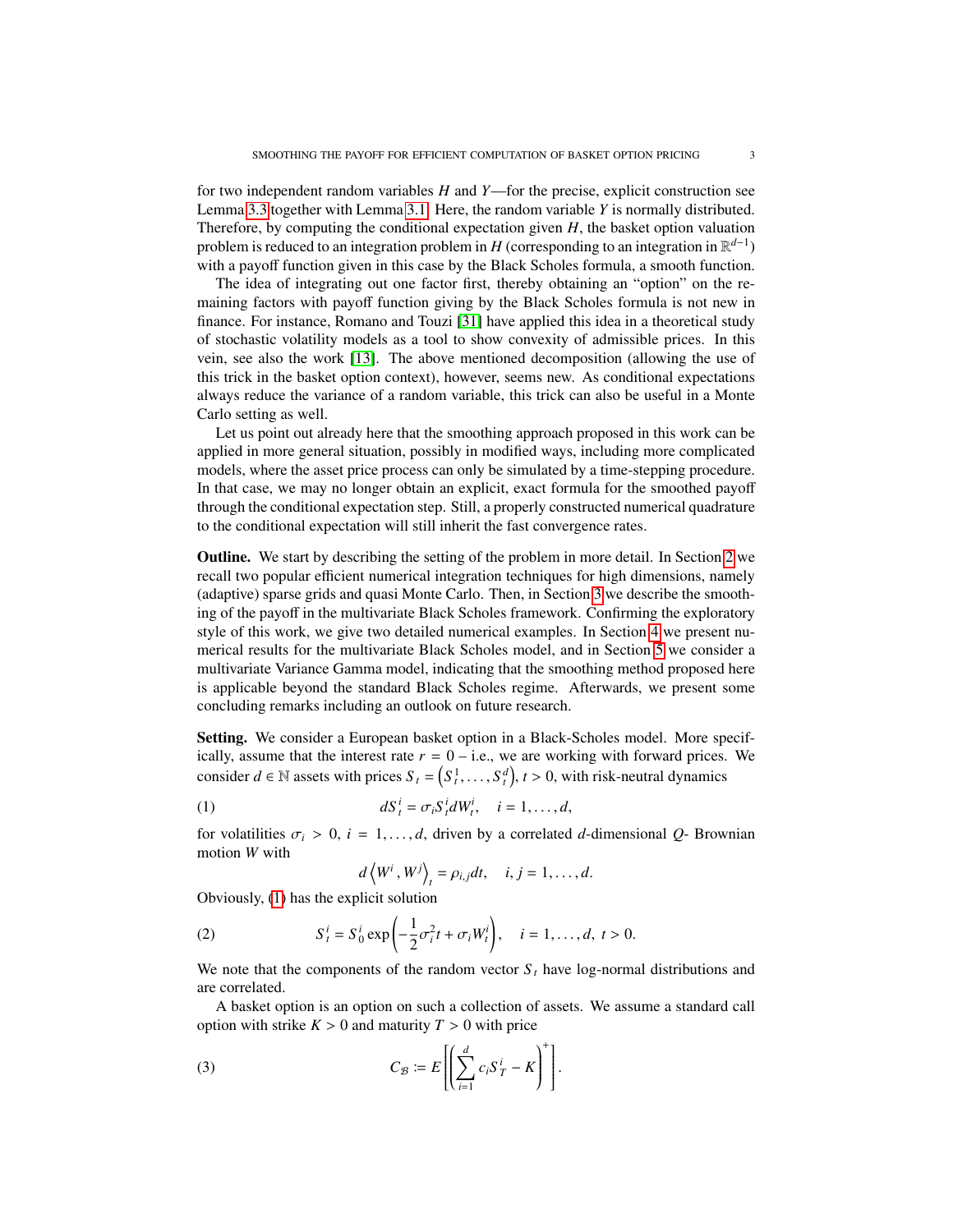for two independent random variables $H$ and $Y$—for the precise, explicit construction see Lemma 3.3 together with Lemma 3.1. Here, the random variable $Y$ is normally distributed. Therefore, by computing the conditional expectation given $H$, the basket option valuation problem is reduced to an integration problem in $H$ (corresponding to an integration in $\mathbb{R}^{d-1}$) with a payoff function given in this case by the Black Scholes formula, a smooth function.

The idea of integrating out one factor first, thereby obtaining an "option" on the remaining factors with payoff function giving by the Black Scholes formula is not new in finance. For instance, Romano and Touzi [31] have applied this idea in a theoretical study of stochastic volatility models as a tool to show convexity of admissible prices. In this vein, see also the work [13]. The above mentioned decomposition (allowing the use of this trick in the basket option context), however, seems new. As conditional expectations always reduce the variance of a random variable, this trick can also be useful in a Monte Carlo setting as well.

Let us point out already here that the smoothing approach proposed in this work can be applied in more general situation, possibly in modified ways, including more complicated models, where the asset price process can only be simulated by a time-stepping procedure. In that case, we may no longer obtain an explicit, exact formula for the smoothed payoff through the conditional expectation step. Still, a properly constructed numerical quadrature to the conditional expectation will still inherit the fast convergence rates.

**Outline.** We start by describing the setting of the problem in more detail. In Section 2 we recall two popular efficient numerical integration techniques for high dimensions, namely (adaptive) sparse grids and quasi Monte Carlo. Then, in Section 3 we describe the smoothing of the payoff in the multivariate Black Scholes framework. Confirming the exploratory style of this work, we give two detailed numerical examples. In Section 4 we present numerical results for the multivariate Black Scholes model, and in Section 5 we consider a multivariate Variance Gamma model, indicating that the smoothing method proposed here is applicable beyond the standard Black Scholes regime. Afterwards, we present some concluding remarks including an outlook on future research.

**Setting.** We consider a European basket option in a Black-Scholes model. More specifically, assume that the interest rate $r = 0$ – i.e., we are working with forward prices. We consider $d \in \mathbb{N}$ assets with prices $S_t = \left(S_t^1, \ldots, S_t^d\right)$, $t > 0$, with risk-neutral dynamics

$$dS_t^i = \sigma_i S_t^i dW_t^i, \quad i = 1, \ldots, d, \tag{1}$$

for volatilities $\sigma_i > 0$, $i = 1, \ldots, d$, driven by a correlated $d$-dimensional $Q$- Brownian motion $W$ with

$$d\left\langle W^i, W^j \right\rangle_t = \rho_{i,j} dt, \quad i, j = 1, \ldots, d.$$

Obviously, (1) has the explicit solution

$$S_t^i = S_0^i \exp\left(-\frac{1}{2}\sigma_i^2 t + \sigma_i W_t^i\right), \quad i = 1, \ldots, d, \ t > 0. \tag{2}$$

We note that the components of the random vector $S_t$ have log-normal distributions and are correlated.

A basket option is an option on such a collection of assets. We assume a standard call option with strike $K > 0$ and maturity $T > 0$ with price

$$C_{\mathcal{B}} \coloneqq E\left[\left(\sum_{i=1}^d c_i S_T^i - K\right)^+\right]. \tag{3}$$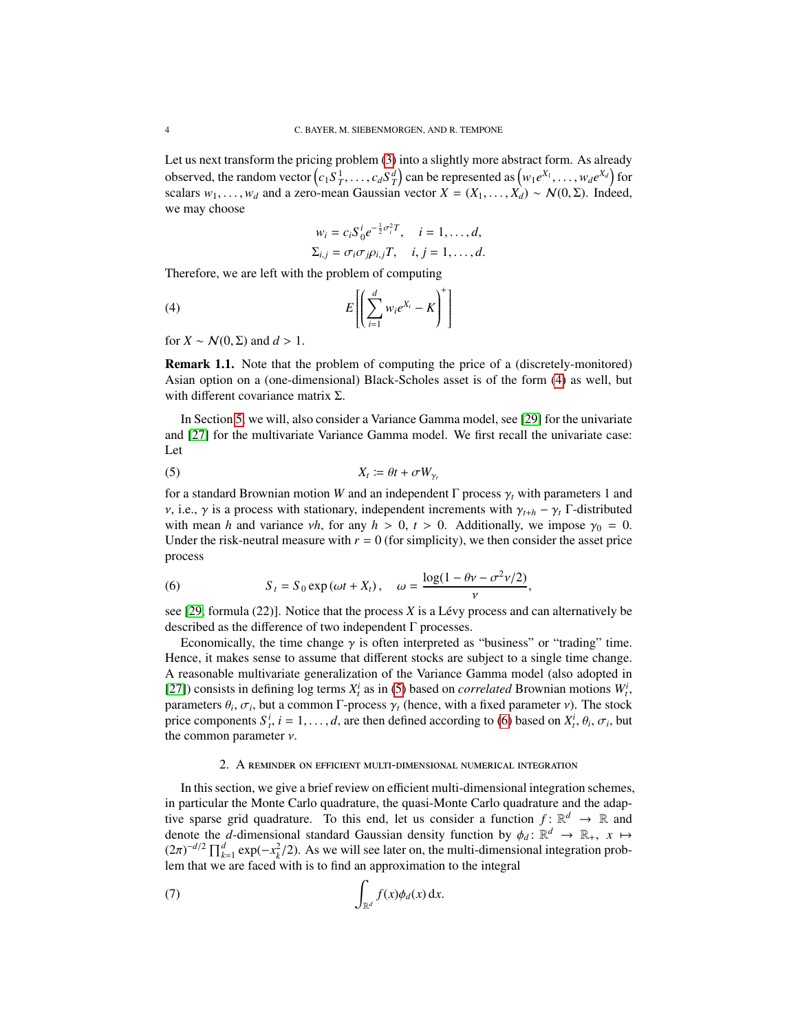Let us next transform the pricing problem (3) into a slightly more abstract form. As already observed, the random vector $\left(c_1 S_T^1, \ldots, c_d S_T^d\right)$ can be represented as $\left(w_1 e^{X_1}, \ldots, w_d e^{X_d}\right)$ for scalars $w_1, \ldots, w_d$ and a zero-mean Gaussian vector $X = (X_1, \ldots, X_d) \sim \mathcal{N}(0, \Sigma)$. Indeed, we may choose

$$
\begin{aligned}
w_i &= c_i S_0^i e^{-\frac{1}{2}\sigma_i^2 T}, \quad i = 1, \ldots, d, \\
\Sigma_{i,j} &= \sigma_i \sigma_j \rho_{i,j} T, \quad i, j = 1, \ldots, d.
\end{aligned}
$$

Therefore, we are left with the problem of computing

$$
E\left[\left(\sum_{i=1}^{d} w_i e^{X_i} - K\right)^+\right] \tag{4}
$$

for $X \sim \mathcal{N}(0, \Sigma)$ and $d > 1$.

**Remark 1.1.** Note that the problem of computing the price of a (discretely-monitored) Asian option on a (one-dimensional) Black-Scholes asset is of the form (4) as well, but with different covariance matrix $\Sigma$.

In Section 5, we will, also consider a Variance Gamma model, see [29] for the univariate and [27] for the multivariate Variance Gamma model. We first recall the univariate case: Let

$$
X_t := \theta t + \sigma W_{\gamma_t} \tag{5}
$$

for a standard Brownian motion $W$ and an independent $\Gamma$ process $\gamma_t$ with parameters 1 and $\nu$, i.e., $\gamma$ is a process with stationary, independent increments with $\gamma_{t+h} - \gamma_t$ $\Gamma$-distributed with mean $h$ and variance $\nu h$, for any $h > 0$, $t > 0$. Additionally, we impose $\gamma_0 = 0$. Under the risk-neutral measure with $r = 0$ (for simplicity), we then consider the asset price process

$$
S_t = S_0 \exp\left(\omega t + X_t\right), \quad \omega = \frac{\log(1 - \theta\nu - \sigma^2\nu/2)}{\nu}, \tag{6}
$$

see [29, formula (22)]. Notice that the process $X$ is a Lévy process and can alternatively be described as the difference of two independent $\Gamma$ processes.

Economically, the time change $\gamma$ is often interpreted as "business" or "trading" time. Hence, it makes sense to assume that different stocks are subject to a single time change. A reasonable multivariate generalization of the Variance Gamma model (also adopted in [27]) consists in defining log terms $X_t^i$ as in (5) based on *correlated* Brownian motions $W_t^i$, parameters $\theta_i$, $\sigma_i$, but a common $\Gamma$-process $\gamma_t$ (hence, with a fixed parameter $\nu$). The stock price components $S_t^i$, $i = 1, \ldots, d$, are then defined according to (6) based on $X_t^i$, $\theta_i$, $\sigma_i$, but the common parameter $\nu$.

## 2. A reminder on efficient multi-dimensional numerical integration

In this section, we give a brief review on efficient multi-dimensional integration schemes, in particular the Monte Carlo quadrature, the quasi-Monte Carlo quadrature and the adaptive sparse grid quadrature. To this end, let us consider a function $f\colon \mathbb{R}^d \to \mathbb{R}$ and denote the $d$-dimensional standard Gaussian density function by $\phi_d\colon \mathbb{R}^d \to \mathbb{R}_+$, $x \mapsto (2\pi)^{-d/2} \prod_{k=1}^{d} \exp(-x_k^2/2)$. As we will see later on, the multi-dimensional integration problem that we are faced with is to find an approximation to the integral

$$
\int_{\mathbb{R}^d} f(x)\phi_d(x)\,\mathrm{d}x. \tag{7}
$$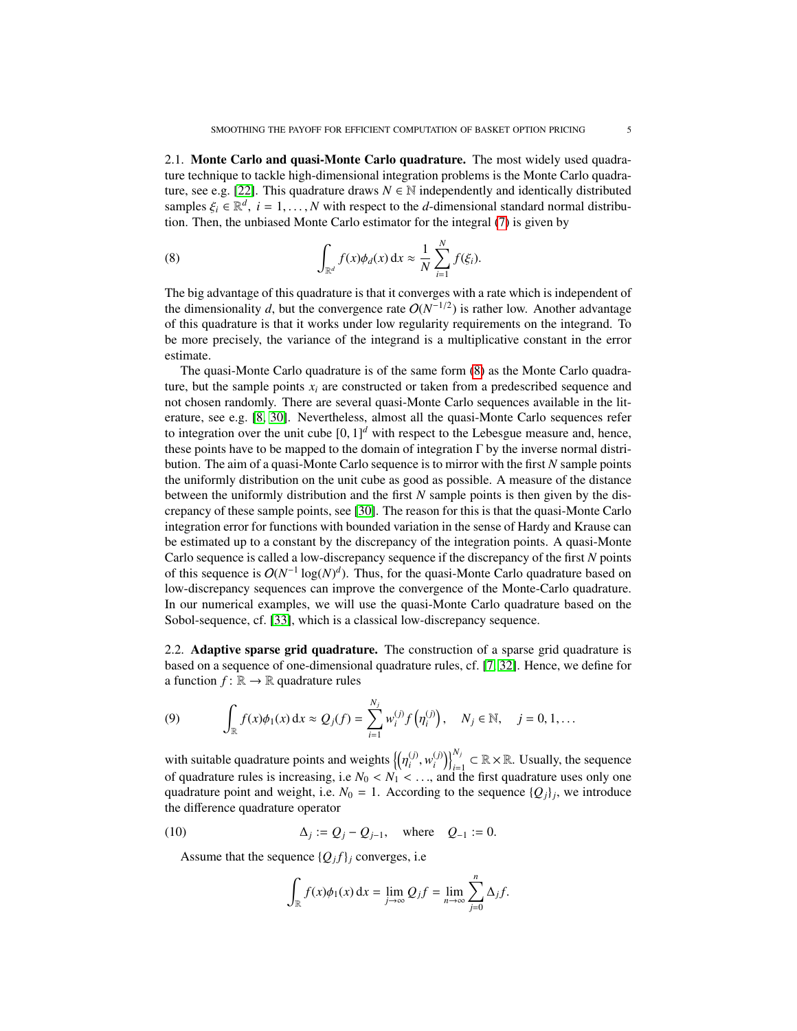2.1. **Monte Carlo and quasi-Monte Carlo quadrature.** The most widely used quadrature technique to tackle high-dimensional integration problems is the Monte Carlo quadrature, see e.g. [22]. This quadrature draws $N \in \mathbb{N}$ independently and identically distributed samples $\xi_i \in \mathbb{R}^d$, $i = 1, \ldots, N$ with respect to the $d$-dimensional standard normal distribution. Then, the unbiased Monte Carlo estimator for the integral (7) is given by

$$\int_{\mathbb{R}^d} f(x)\phi_d(x)\,\mathrm{d}x \approx \frac{1}{N}\sum_{i=1}^{N} f(\xi_i). \tag{8}$$

The big advantage of this quadrature is that it converges with a rate which is independent of the dimensionality $d$, but the convergence rate $O(N^{-1/2})$ is rather low. Another advantage of this quadrature is that it works under low regularity requirements on the integrand. To be more precisely, the variance of the integrand is a multiplicative constant in the error estimate.

The quasi-Monte Carlo quadrature is of the same form (8) as the Monte Carlo quadrature, but the sample points $x_i$ are constructed or taken from a predescribed sequence and not chosen randomly. There are several quasi-Monte Carlo sequences available in the literature, see e.g. [8, 30]. Nevertheless, almost all the quasi-Monte Carlo sequences refer to integration over the unit cube $[0, 1]^d$ with respect to the Lebesgue measure and, hence, these points have to be mapped to the domain of integration $\Gamma$ by the inverse normal distribution. The aim of a quasi-Monte Carlo sequence is to mirror with the first $N$ sample points the uniformly distribution on the unit cube as good as possible. A measure of the distance between the uniformly distribution and the first $N$ sample points is then given by the discrepancy of these sample points, see [30]. The reason for this is that the quasi-Monte Carlo integration error for functions with bounded variation in the sense of Hardy and Krause can be estimated up to a constant by the discrepancy of the integration points. A quasi-Monte Carlo sequence is called a low-discrepancy sequence if the discrepancy of the first $N$ points of this sequence is $O(N^{-1}\log(N)^d)$. Thus, for the quasi-Monte Carlo quadrature based on low-discrepancy sequences can improve the convergence of the Monte-Carlo quadrature. In our numerical examples, we will use the quasi-Monte Carlo quadrature based on the Sobol-sequence, cf. [33], which is a classical low-discrepancy sequence.

2.2. **Adaptive sparse grid quadrature.** The construction of a sparse grid quadrature is based on a sequence of one-dimensional quadrature rules, cf. [7, 32]. Hence, we define for a function $f\colon \mathbb{R} \to \mathbb{R}$ quadrature rules

$$\int_{\mathbb{R}} f(x)\phi_1(x)\,\mathrm{d}x \approx Q_j(f) = \sum_{i=1}^{N_j} w_i^{(j)} f\left(\eta_i^{(j)}\right), \quad N_j \in \mathbb{N}, \quad j = 0, 1, \ldots \tag{9}$$

with suitable quadrature points and weights $\left\{\left(\eta_i^{(j)}, w_i^{(j)}\right)\right\}_{i=1}^{N_j} \subset \mathbb{R}\times\mathbb{R}$. Usually, the sequence of quadrature rules is increasing, i.e $N_0 < N_1 < \ldots$, and the first quadrature uses only one quadrature point and weight, i.e. $N_0 = 1$. According to the sequence $\{Q_j\}_j$, we introduce the difference quadrature operator

$$\Delta_j := Q_j - Q_{j-1}, \quad \text{where} \quad Q_{-1} := 0. \tag{10}$$

Assume that the sequence $\{Q_j f\}_j$ converges, i.e

$$\int_{\mathbb{R}} f(x)\phi_1(x)\,\mathrm{d}x = \lim_{j\to\infty} Q_j f = \lim_{n\to\infty}\sum_{j=0}^{n}\Delta_j f.$$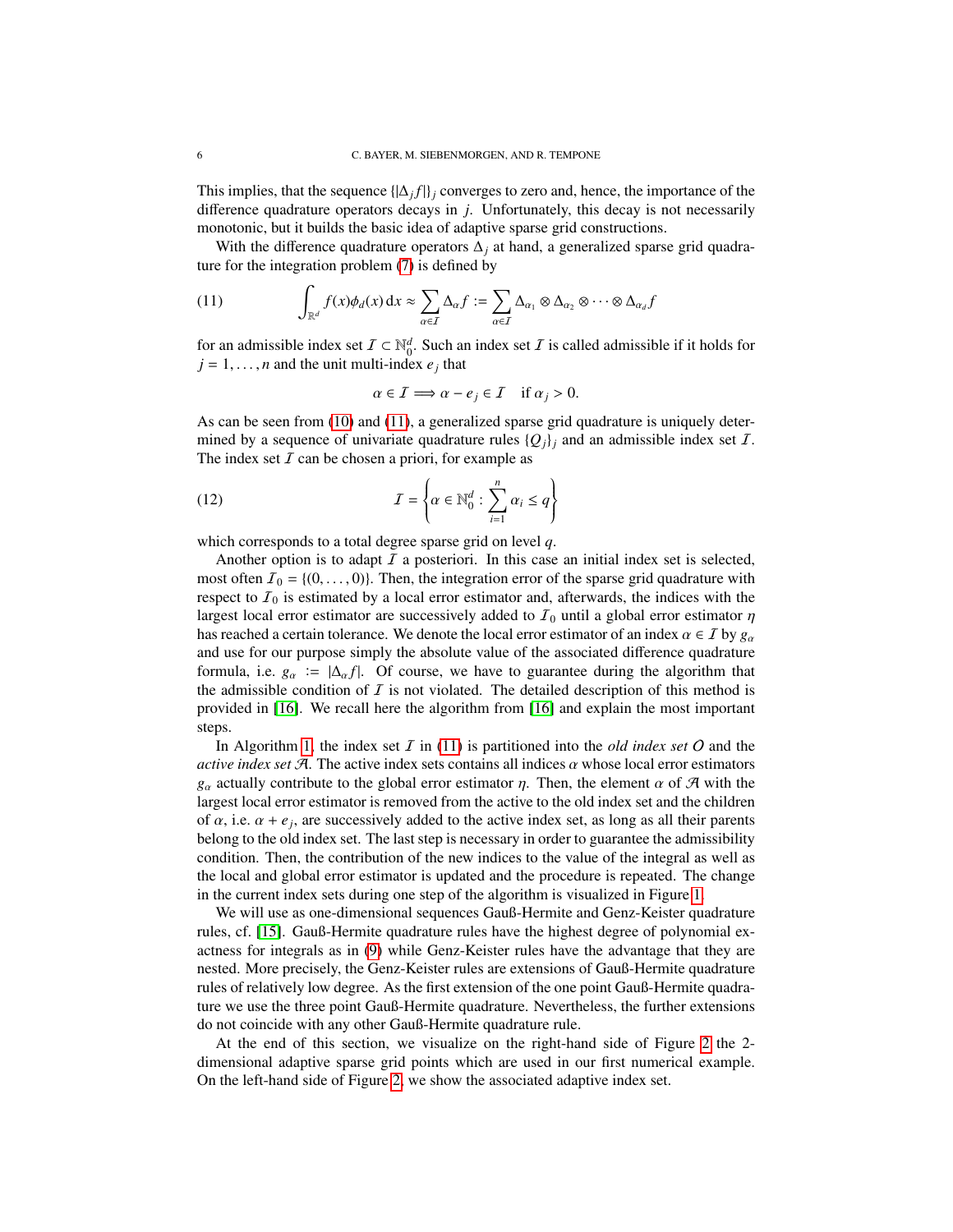This implies, that the sequence $\{|\Delta_j f|\}_j$ converges to zero and, hence, the importance of the difference quadrature operators decays in $j$. Unfortunately, this decay is not necessarily monotonic, but it builds the basic idea of adaptive sparse grid constructions.

With the difference quadrature operators $\Delta_j$ at hand, a generalized sparse grid quadrature for the integration problem (7) is defined by

$$\int_{\mathbb{R}^d} f(x)\phi_d(x)\,\mathrm{d}x \approx \sum_{\alpha\in\mathcal{I}} \Delta_\alpha f := \sum_{\alpha\in\mathcal{I}} \Delta_{\alpha_1}\otimes\Delta_{\alpha_2}\otimes\cdots\otimes\Delta_{\alpha_d} f \tag{11}$$

for an admissible index set $\mathcal{I}\subset\mathbb{N}_0^d$. Such an index set $\mathcal{I}$ is called admissible if it holds for $j=1,\ldots,n$ and the unit multi-index $e_j$ that

$$\alpha\in\mathcal{I}\Longrightarrow \alpha-e_j\in\mathcal{I}\quad\text{if } \alpha_j>0.$$

As can be seen from (10) and (11), a generalized sparse grid quadrature is uniquely determined by a sequence of univariate quadrature rules $\{Q_j\}_j$ and an admissible index set $\mathcal{I}$. The index set $\mathcal{I}$ can be chosen a priori, for example as

$$\mathcal{I}=\left\{\alpha\in\mathbb{N}_0^d : \sum_{i=1}^n \alpha_i \le q\right\} \tag{12}$$

which corresponds to a total degree sparse grid on level $q$.

Another option is to adapt $\mathcal{I}$ a posteriori. In this case an initial index set is selected, most often $\mathcal{I}_0=\{(0,\ldots,0)\}$. Then, the integration error of the sparse grid quadrature with respect to $\mathcal{I}_0$ is estimated by a local error estimator and, afterwards, the indices with the largest local error estimator are successively added to $\mathcal{I}_0$ until a global error estimator $\eta$ has reached a certain tolerance. We denote the local error estimator of an index $\alpha\in\mathcal{I}$ by $g_\alpha$ and use for our purpose simply the absolute value of the associated difference quadrature formula, i.e. $g_\alpha := |\Delta_\alpha f|$. Of course, we have to guarantee during the algorithm that the admissible condition of $\mathcal{I}$ is not violated. The detailed description of this method is provided in [16]. We recall here the algorithm from [16] and explain the most important steps.

In Algorithm 1, the index set $\mathcal{I}$ in (11) is partitioned into the *old index set* $O$ and the *active index set* $\mathcal{A}$. The active index sets contains all indices $\alpha$ whose local error estimators $g_\alpha$ actually contribute to the global error estimator $\eta$. Then, the element $\alpha$ of $\mathcal{A}$ with the largest local error estimator is removed from the active to the old index set and the children of $\alpha$, i.e. $\alpha+e_j$, are successively added to the active index set, as long as all their parents belong to the old index set. The last step is necessary in order to guarantee the admissibility condition. Then, the contribution of the new indices to the value of the integral as well as the local and global error estimator is updated and the procedure is repeated. The change in the current index sets during one step of the algorithm is visualized in Figure 1.

We will use as one-dimensional sequences Gauß-Hermite and Genz-Keister quadrature rules, cf. [15]. Gauß-Hermite quadrature rules have the highest degree of polynomial exactness for integrals as in (9) while Genz-Keister rules have the advantage that they are nested. More precisely, the Genz-Keister rules are extensions of Gauß-Hermite quadrature rules of relatively low degree. As the first extension of the one point Gauß-Hermite quadrature we use the three point Gauß-Hermite quadrature. Nevertheless, the further extensions do not coincide with any other Gauß-Hermite quadrature rule.

At the end of this section, we visualize on the right-hand side of Figure 2 the 2-dimensional adaptive sparse grid points which are used in our first numerical example. On the left-hand side of Figure 2, we show the associated adaptive index set.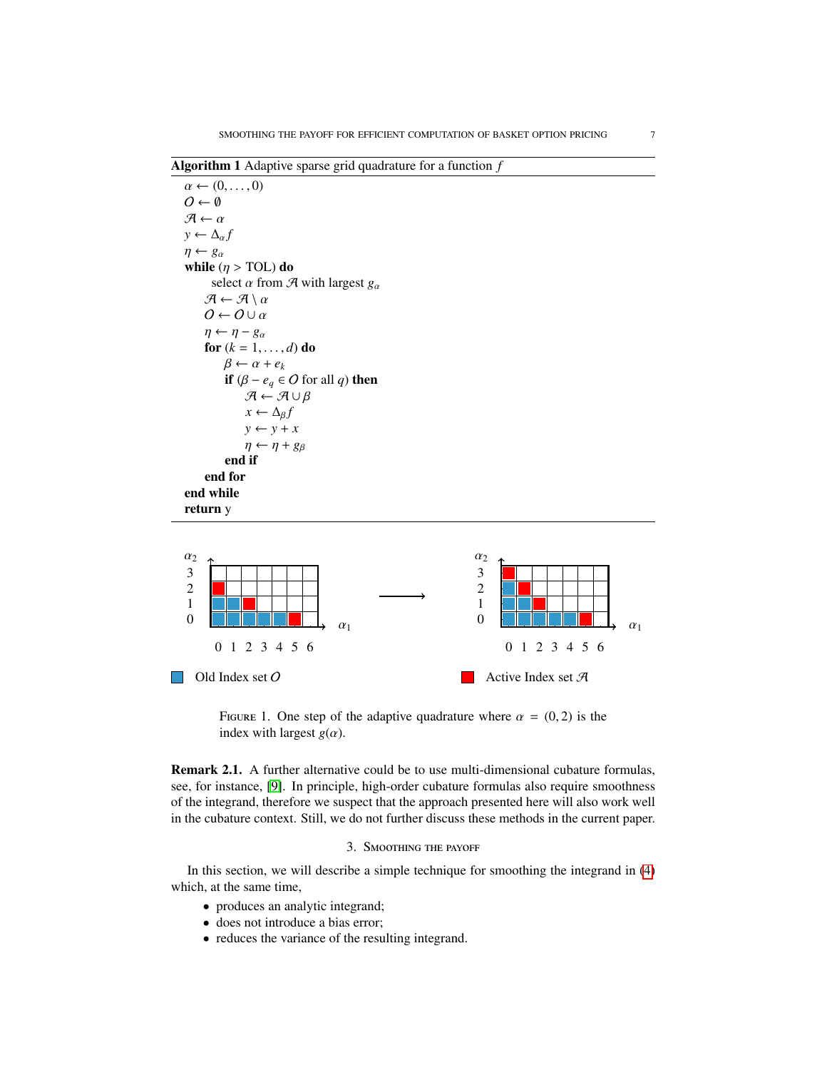**Algorithm 1** Adaptive sparse grid quadrature for a function $f$

```
α ← (0, . . . , 0)
O ← ∅
A ← α
y ← Δ_α f
η ← g_α
while (η > TOL) do
    select α from A with largest g_α
    A ← A \ α
    O ← O ∪ α
    η ← η − g_α
    for (k = 1, . . . , d) do
        β ← α + e_k
        if (β − e_q ∈ O for all q) then
            A ← A ∪ β
            x ← Δ_β f
            y ← y + x
            η ← η + g_β
        end if
    end for
end while
return y
```

Old Index set $\mathcal{O}$ — Active Index set $\mathcal{A}$

FIGURE 1. One step of the adaptive quadrature where $\alpha = (0, 2)$ is the index with largest $g(\alpha)$.

**Remark 2.1.** A further alternative could be to use multi-dimensional cubature formulas, see, for instance, [9]. In principle, high-order cubature formulas also require smoothness of the integrand, therefore we suspect that the approach presented here will also work well in the cubature context. Still, we do not further discuss these methods in the current paper.

## 3. Smoothing the payoff

In this section, we will describe a simple technique for smoothing the integrand in (4) which, at the same time,

- produces an analytic integrand;
- does not introduce a bias error;
- reduces the variance of the resulting integrand.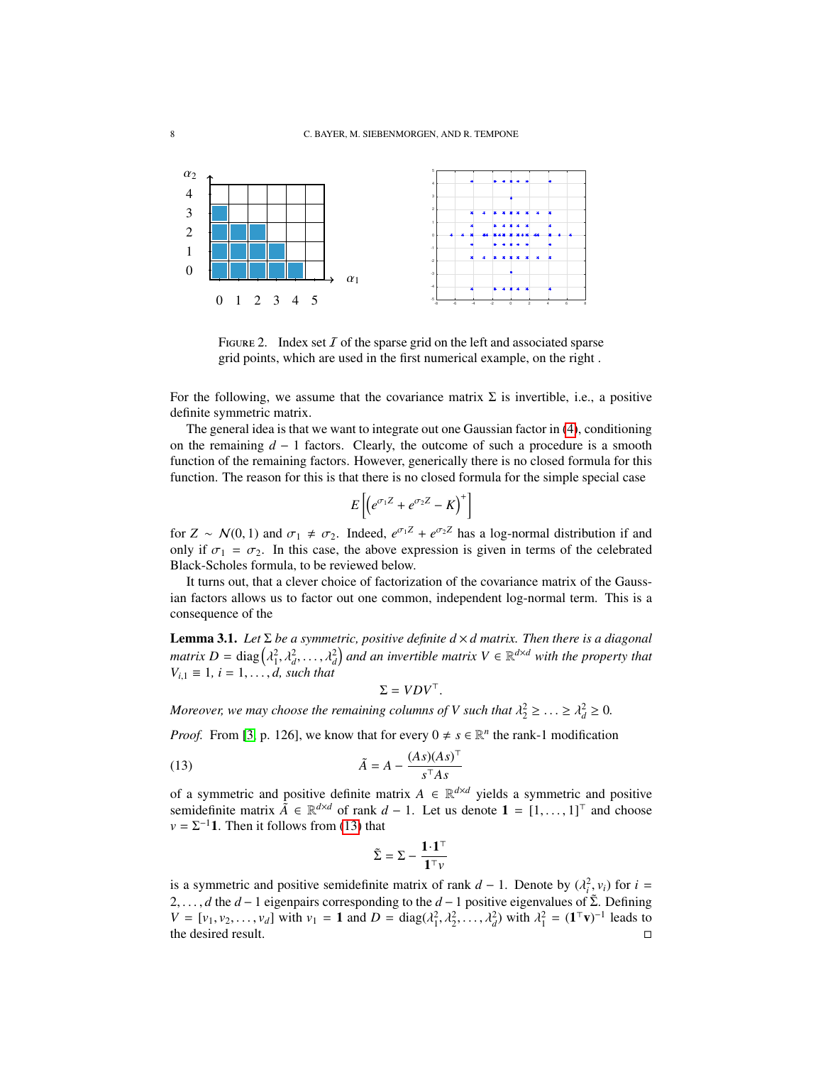FIGURE 2. Index set $\mathcal{I}$ of the sparse grid on the left and associated sparse grid points, which are used in the first numerical example, on the right .

For the following, we assume that the covariance matrix $\Sigma$ is invertible, i.e., a positive definite symmetric matrix.

The general idea is that we want to integrate out one Gaussian factor in (4), conditioning on the remaining $d-1$ factors. Clearly, the outcome of such a procedure is a smooth function of the remaining factors. However, generically there is no closed formula for this function. The reason for this is that there is no closed formula for the simple special case

$$E\left[\left(e^{\sigma_1 Z} + e^{\sigma_2 Z} - K\right)^+\right]$$

for $Z \sim \mathcal{N}(0,1)$ and $\sigma_1 \neq \sigma_2$. Indeed, $e^{\sigma_1 Z} + e^{\sigma_2 Z}$ has a log-normal distribution if and only if $\sigma_1 = \sigma_2$. In this case, the above expression is given in terms of the celebrated Black-Scholes formula, to be reviewed below.

It turns out, that a clever choice of factorization of the covariance matrix of the Gaussian factors allows us to factor out one common, independent log-normal term. This is a consequence of the

**Lemma 3.1.** *Let $\Sigma$ be a symmetric, positive definite $d \times d$ matrix. Then there is a diagonal matrix $D = \operatorname{diag}\left(\lambda_1^2, \lambda_d^2, \ldots, \lambda_d^2\right)$ and an invertible matrix $V \in \mathbb{R}^{d\times d}$ with the property that $V_{i,1} \equiv 1$, $i = 1, \ldots, d$, such that*

$$\Sigma = VDV^\top.$$

*Moreover, we may choose the remaining columns of $V$ such that $\lambda_2^2 \geq \ldots \geq \lambda_d^2 \geq 0$.*

*Proof.* From [3, p. 126], we know that for every $0 \neq s \in \mathbb{R}^n$ the rank-1 modification

$$\tilde{A} = A - \frac{(As)(As)^\top}{s^\top As} \tag{13}$$

of a symmetric and positive definite matrix $A \in \mathbb{R}^{d\times d}$ yields a symmetric and positive semidefinite matrix $\tilde{A} \in \mathbb{R}^{d\times d}$ of rank $d-1$. Let us denote $\mathbf{1} = [1, \ldots, 1]^\top$ and choose $v = \Sigma^{-1}\mathbf{1}$. Then it follows from (13) that

$$\tilde{\Sigma} = \Sigma - \frac{\mathbf{1}\cdot\mathbf{1}^\top}{\mathbf{1}^\top v}$$

is a symmetric and positive semidefinite matrix of rank $d-1$. Denote by $(\lambda_i^2, v_i)$ for $i = 2, \ldots, d$ the $d-1$ eigenpairs corresponding to the $d-1$ positive eigenvalues of $\tilde{\Sigma}$. Defining $V = [v_1, v_2, \ldots, v_d]$ with $v_1 = \mathbf{1}$ and $D = \operatorname{diag}(\lambda_1^2, \lambda_2^2, \ldots, \lambda_d^2)$ with $\lambda_1^2 = (\mathbf{1}^\top \mathbf{v})^{-1}$ leads to the desired result. □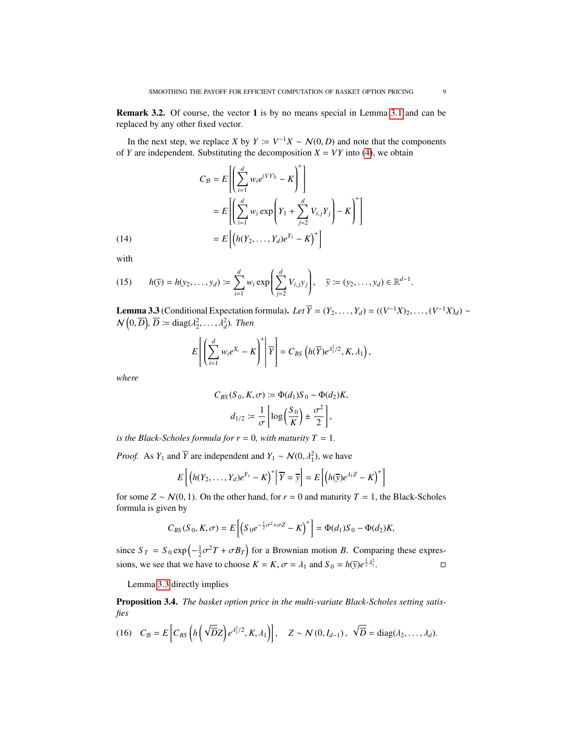**Remark 3.2.** Of course, the vector $\mathbf{1}$ is by no means special in Lemma 3.1 and can be replaced by any other fixed vector.

In the next step, we replace $X$ by $Y := V^{-1}X \sim \mathcal{N}(0, D)$ and note that the components of $Y$ are independent. Substituting the decomposition $X = VY$ into (4), we obtain

$$
\begin{aligned}
C_{\mathcal{B}} &= E\left[\left(\sum_{i=1}^{d} w_i e^{(VY)_i} - K\right)^+\right] \\
&= E\left[\left(\sum_{i=1}^{d} w_i \exp\left(Y_1 + \sum_{j=2}^{d} V_{i,j} Y_j\right) - K\right)^+\right] \\
&= E\left[\left(h(Y_2, \dots, Y_d) e^{Y_1} - K\right)^+\right] \qquad (14)
\end{aligned}
$$

with

$$
h(\overline{y}) = h(y_2, \dots, y_d) := \sum_{i=1}^{d} w_i \exp\left(\sum_{j=2}^{d} V_{i,j} y_j\right), \quad \overline{y} := (y_2, \dots, y_d) \in \mathbb{R}^{d-1}. \qquad (15)
$$

**Lemma 3.3** (Conditional Expectation formula)**.** *Let* $\overline{Y} = (Y_2, \dots, Y_d) = ((V^{-1}X)_2, \dots, (V^{-1}X)_d) \sim \mathcal{N}\left(0, \overline{D}\right)$*,* $\overline{D} := \operatorname{diag}(\lambda_2^2, \dots, \lambda_d^2)$*. Then*

$$
E\left[\left(\sum_{i=1}^{d} w_i e^{X_i} - K\right)^+ \middle| \overline{Y}\right] = C_{BS}\left(h(\overline{Y}) e^{\lambda_1^2/2}, K, \lambda_1\right),
$$

*where*

$$
C_{BS}(S_0, K, \sigma) := \Phi(d_1) S_0 - \Phi(d_2) K,
$$

$$
d_{1/2} := \frac{1}{\sigma}\left[\log\left(\frac{S_0}{K}\right) \pm \frac{\sigma^2}{2}\right],
$$

*is the Black-Scholes formula for* $r = 0$*, with maturity* $T = 1$*.*

*Proof.* As $Y_1$ and $\overline{Y}$ are independent and $Y_1 \sim \mathcal{N}(0, \lambda_1^2)$, we have

$$
E\left[\left(h(Y_2, \dots, Y_d) e^{Y_1} - K\right)^+ \middle| \overline{Y} = \overline{y}\right] = E\left[\left(h(\overline{y}) e^{\lambda_1 Z} - K\right)^+\right]
$$

for some $Z \sim \mathcal{N}(0, 1)$. On the other hand, for $r = 0$ and maturity $T = 1$, the Black-Scholes formula is given by

$$
C_{BS}(S_0, K, \sigma) = E\left[\left(S_0 e^{-\frac{1}{2}\sigma^2 + \sigma Z} - K\right)^+\right] = \Phi(d_1) S_0 - \Phi(d_2) K,
$$

since $S_T = S_0 \exp\left(-\frac{1}{2}\sigma^2 T + \sigma B_T\right)$ for a Brownian motion $B$. Comparing these expressions, we see that we have to choose $K = K$, $\sigma = \lambda_1$ and $S_0 = h(\overline{y}) e^{\frac{1}{2}\lambda_1^2}$. $\square$

Lemma 3.3 directly implies

**Proposition 3.4.** *The basket option price in the multi-variate Black-Scholes setting satisfies*

$$
C_{\mathcal{B}} = E\left[C_{BS}\left(h\left(\sqrt{\overline{D}} Z\right) e^{\lambda_1^2/2}, K, \lambda_1\right)\right], \quad Z \sim \mathcal{N}\left(0, I_{d-1}\right), \ \sqrt{\overline{D}} = \operatorname{diag}(\lambda_2, \dots, \lambda_d). \qquad (16)
$$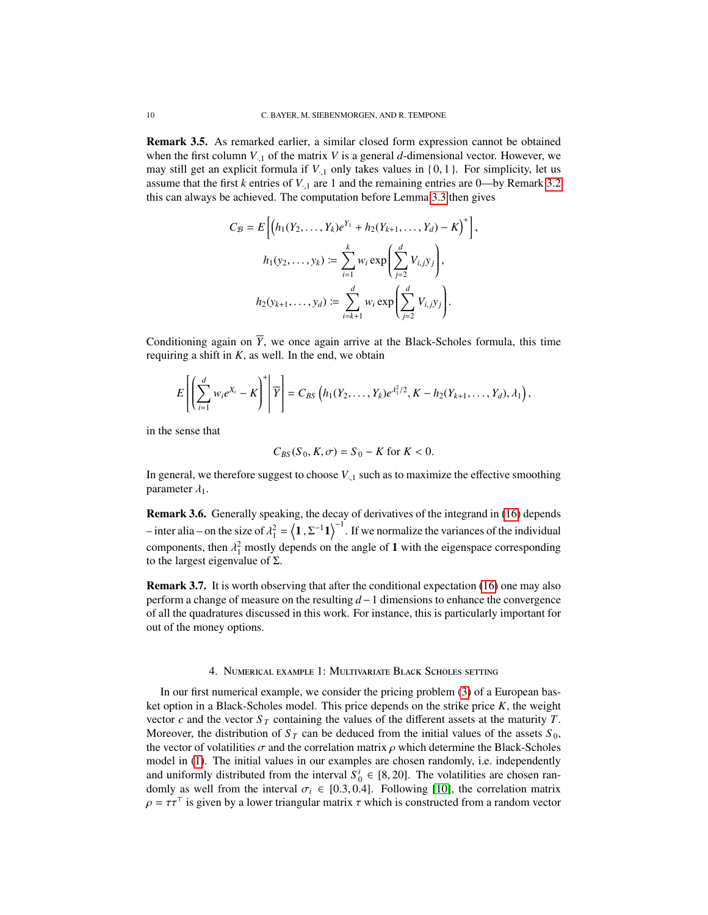**Remark 3.5.** As remarked earlier, a similar closed form expression cannot be obtained when the first column $V_{\cdot,1}$ of the matrix $V$ is a general $d$-dimensional vector. However, we may still get an explicit formula if $V_{\cdot,1}$ only takes values in $\{0, 1\}$. For simplicity, let us assume that the first $k$ entries of $V_{\cdot,1}$ are 1 and the remaining entries are 0—by Remark 3.2 this can always be achieved. The computation before Lemma 3.3 then gives

$$C_{\mathcal{B}} = E\left[\left(h_1(Y_2, \ldots, Y_k)e^{Y_1} + h_2(Y_{k+1}, \ldots, Y_d) - K\right)^+\right],$$

$$h_1(y_2, \ldots, y_k) := \sum_{i=1}^{k} w_i \exp\left(\sum_{j=2}^{d} V_{i,j} y_j\right),$$

$$h_2(y_{k+1}, \ldots, y_d) := \sum_{i=k+1}^{d} w_i \exp\left(\sum_{j=2}^{d} V_{i,j} y_j\right).$$

Conditioning again on $\overline{Y}$, we once again arrive at the Black-Scholes formula, this time requiring a shift in $K$, as well. In the end, we obtain

$$E\left[\left(\sum_{i=1}^{d} w_i e^{X_i} - K\right)^+ \middle| \overline{Y}\right] = C_{BS}\left(h_1(Y_2, \ldots, Y_k)e^{\lambda_1^2/2}, K - h_2(Y_{k+1}, \ldots, Y_d), \lambda_1\right),$$

in the sense that

$$C_{BS}(S_0, K, \sigma) = S_0 - K \text{ for } K < 0.$$

In general, we therefore suggest to choose $V_{\cdot,1}$ such as to maximize the effective smoothing parameter $\lambda_1$.

**Remark 3.6.** Generally speaking, the decay of derivatives of the integrand in (16) depends – inter alia – on the size of $\lambda_1^2 = \left\langle \mathbf{1}, \Sigma^{-1}\mathbf{1}\right\rangle^{-1}$. If we normalize the variances of the individual components, then $\lambda_1^2$ mostly depends on the angle of $\mathbf{1}$ with the eigenspace corresponding to the largest eigenvalue of $\Sigma$.

**Remark 3.7.** It is worth observing that after the conditional expectation (16) one may also perform a change of measure on the resulting $d-1$ dimensions to enhance the convergence of all the quadratures discussed in this work. For instance, this is particularly important for out of the money options.

## 4. Numerical example 1: Multivariate Black Scholes setting

In our first numerical example, we consider the pricing problem (3) of a European basket option in a Black-Scholes model. This price depends on the strike price $K$, the weight vector $c$ and the vector $S_T$ containing the values of the different assets at the maturity $T$. Moreover, the distribution of $S_T$ can be deduced from the initial values of the assets $S_0$, the vector of volatilities $\sigma$ and the correlation matrix $\rho$ which determine the Black-Scholes model in (1). The initial values in our examples are chosen randomly, i.e. independently and uniformly distributed from the interval $S_0^i \in [8, 20]$. The volatilities are chosen randomly as well from the interval $\sigma_i \in [0.3, 0.4]$. Following [10], the correlation matrix $\rho = \tau\tau^\top$ is given by a lower triangular matrix $\tau$ which is constructed from a random vector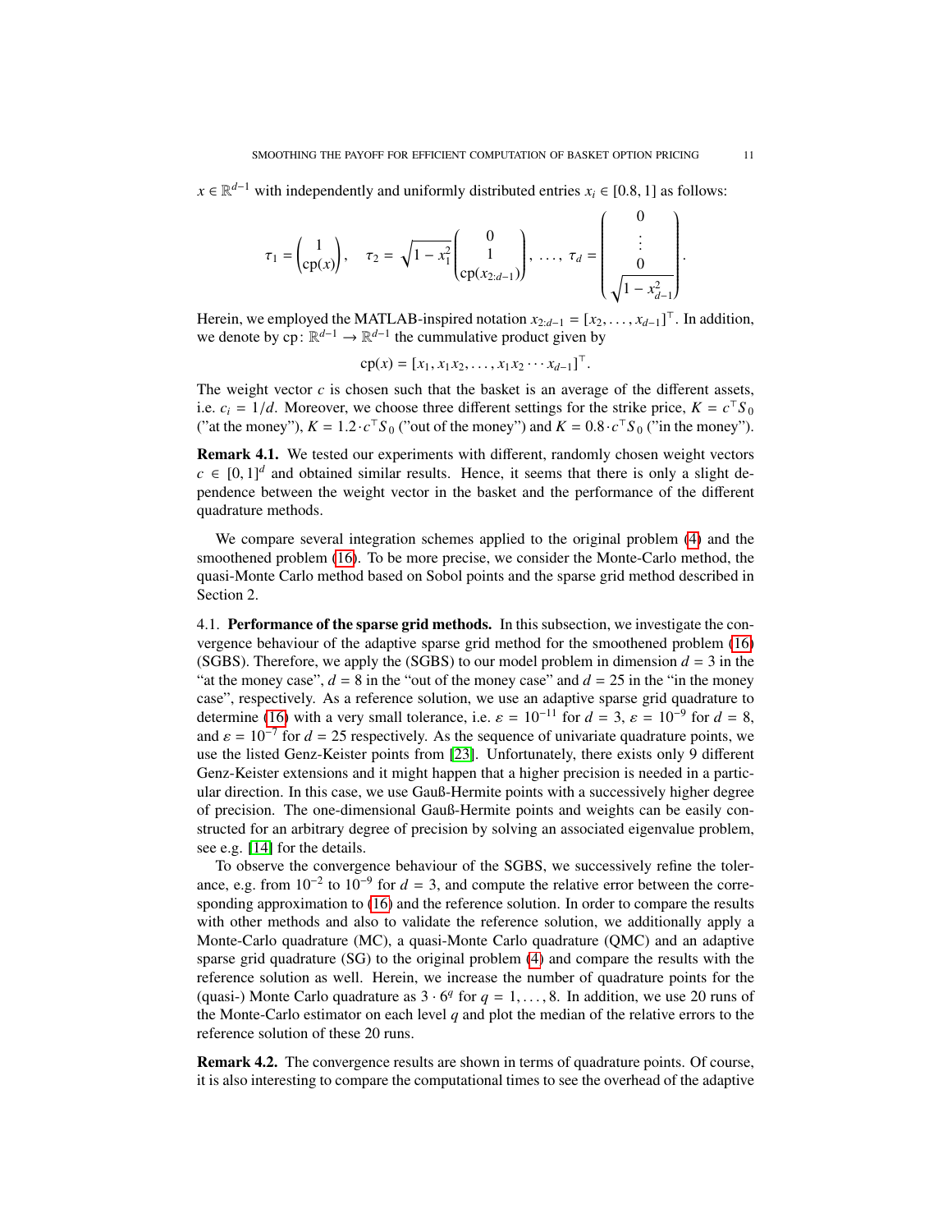$x \in \mathbb{R}^{d-1}$ with independently and uniformly distributed entries $x_i \in [0.8, 1]$ as follows:

$$\tau_1 = \begin{pmatrix} 1 \\ \mathrm{cp}(x) \end{pmatrix}, \quad \tau_2 = \sqrt{1 - x_1^2} \begin{pmatrix} 0 \\ 1 \\ \mathrm{cp}(x_{2:d-1}) \end{pmatrix}, \; \ldots, \; \tau_d = \begin{pmatrix} 0 \\ \vdots \\ 0 \\ \sqrt{1 - x_{d-1}^2} \end{pmatrix}.$$

Herein, we employed the MATLAB-inspired notation $x_{2:d-1} = [x_2, \ldots, x_{d-1}]^\top$. In addition, we denote by $\mathrm{cp}\colon \mathbb{R}^{d-1} \to \mathbb{R}^{d-1}$ the cummulative product given by

$$\mathrm{cp}(x) = [x_1, x_1 x_2, \ldots, x_1 x_2 \cdots x_{d-1}]^\top.$$

The weight vector $c$ is chosen such that the basket is an average of the different assets, i.e. $c_i = 1/d$. Moreover, we choose three different settings for the strike price, $K = c^\top S_0$ ("at the money"), $K = 1.2 \cdot c^\top S_0$ ("out of the money") and $K = 0.8 \cdot c^\top S_0$ ("in the money").

**Remark 4.1.** We tested our experiments with different, randomly chosen weight vectors $c \in [0, 1]^d$ and obtained similar results. Hence, it seems that there is only a slight dependence between the weight vector in the basket and the performance of the different quadrature methods.

We compare several integration schemes applied to the original problem (4) and the smoothened problem (16). To be more precise, we consider the Monte-Carlo method, the quasi-Monte Carlo method based on Sobol points and the sparse grid method described in Section 2.

## 4.1. Performance of the sparse grid methods.

In this subsection, we investigate the convergence behaviour of the adaptive sparse grid method for the smoothened problem (16) (SGBS). Therefore, we apply the (SGBS) to our model problem in dimension $d = 3$ in the "at the money case", $d = 8$ in the "out of the money case" and $d = 25$ in the "in the money case", respectively. As a reference solution, we use an adaptive sparse grid quadrature to determine (16) with a very small tolerance, i.e. $\varepsilon = 10^{-11}$ for $d = 3$, $\varepsilon = 10^{-9}$ for $d = 8$, and $\varepsilon = 10^{-7}$ for $d = 25$ respectively. As the sequence of univariate quadrature points, we use the listed Genz-Keister points from [23]. Unfortunately, there exists only 9 different Genz-Keister extensions and it might happen that a higher precision is needed in a particular direction. In this case, we use Gauß-Hermite points with a successively higher degree of precision. The one-dimensional Gauß-Hermite points and weights can be easily constructed for an arbitrary degree of precision by solving an associated eigenvalue problem, see e.g. [14] for the details.

To observe the convergence behaviour of the SGBS, we successively refine the tolerance, e.g. from $10^{-2}$ to $10^{-9}$ for $d = 3$, and compute the relative error between the corresponding approximation to (16) and the reference solution. In order to compare the results with other methods and also to validate the reference solution, we additionally apply a Monte-Carlo quadrature (MC), a quasi-Monte Carlo quadrature (QMC) and an adaptive sparse grid quadrature (SG) to the original problem (4) and compare the results with the reference solution as well. Herein, we increase the number of quadrature points for the (quasi-) Monte Carlo quadrature as $3 \cdot 6^q$ for $q = 1, \ldots, 8$. In addition, we use 20 runs of the Monte-Carlo estimator on each level $q$ and plot the median of the relative errors to the reference solution of these 20 runs.

**Remark 4.2.** The convergence results are shown in terms of quadrature points. Of course, it is also interesting to compare the computational times to see the overhead of the adaptive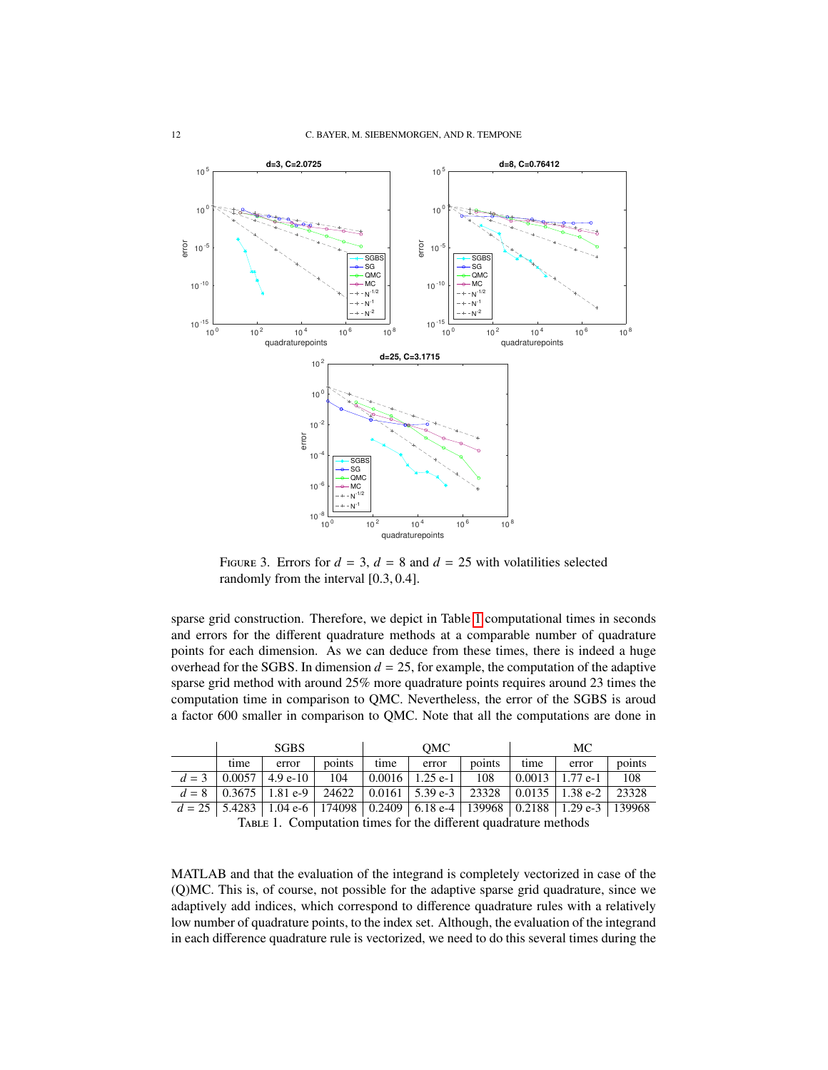Figure 3. Errors for $d = 3$, $d = 8$ and $d = 25$ with volatilities selected randomly from the interval $[0.3, 0.4]$.

sparse grid construction. Therefore, we depict in Table 1 computational times in seconds and errors for the different quadrature methods at a comparable number of quadrature points for each dimension. As we can deduce from these times, there is indeed a huge overhead for the SGBS. In dimension $d = 25$, for example, the computation of the adaptive sparse grid method with around 25% more quadrature points requires around 23 times the computation time in comparison to QMC. Nevertheless, the error of the SGBS is aroud a factor 600 smaller in comparison to QMC. Note that all the computations are done in

| | SGBS | | | QMC | | | MC | | |
|---|---|---|---|---|---|---|---|---|---|
| | time | error | points | time | error | points | time | error | points |
| $d = 3$ | 0.0057 | 4.9 e-10 | 104 | 0.0016 | 1.25 e-1 | 108 | 0.0013 | 1.77 e-1 | 108 |
| $d = 8$ | 0.3675 | 1.81 e-9 | 24622 | 0.0161 | 5.39 e-3 | 23328 | 0.0135 | 1.38 e-2 | 23328 |
| $d = 25$ | 5.4283 | 1.04 e-6 | 174098 | 0.2409 | 6.18 e-4 | 139968 | 0.2188 | 1.29 e-3 | 139968 |

Table 1. Computation times for the different quadrature methods

MATLAB and that the evaluation of the integrand is completely vectorized in case of the (Q)MC. This is, of course, not possible for the adaptive sparse grid quadrature, since we adaptively add indices, which correspond to difference quadrature rules with a relatively low number of quadrature points, to the index set. Although, the evaluation of the integrand in each difference quadrature rule is vectorized, we need to do this several times during the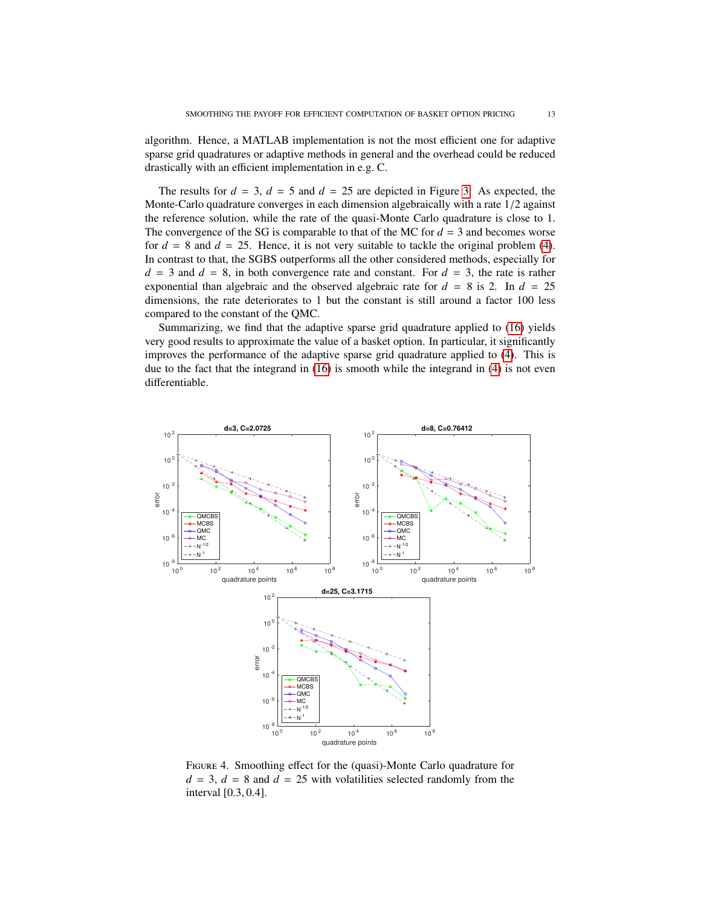algorithm. Hence, a MATLAB implementation is not the most efficient one for adaptive sparse grid quadratures or adaptive methods in general and the overhead could be reduced drastically with an efficient implementation in e.g. C.

The results for $d = 3$, $d = 5$ and $d = 25$ are depicted in Figure 3. As expected, the Monte-Carlo quadrature converges in each dimension algebraically with a rate $1/2$ against the reference solution, while the rate of the quasi-Monte Carlo quadrature is close to 1. The convergence of the SG is comparable to that of the MC for $d = 3$ and becomes worse for $d = 8$ and $d = 25$. Hence, it is not very suitable to tackle the original problem (4). In contrast to that, the SGBS outperforms all the other considered methods, especially for $d = 3$ and $d = 8$, in both convergence rate and constant. For $d = 3$, the rate is rather exponential than algebraic and the observed algebraic rate for $d = 8$ is 2. In $d = 25$ dimensions, the rate deteriorates to 1 but the constant is still around a factor 100 less compared to the constant of the QMC.

Summarizing, we find that the adaptive sparse grid quadrature applied to (16) yields very good results to approximate the value of a basket option. In particular, it significantly improves the performance of the adaptive sparse grid quadrature applied to (4). This is due to the fact that the integrand in (16) is smooth while the integrand in (4) is not even differentiable.

Figure 4. Smoothing effect for the (quasi)-Monte Carlo quadrature for $d = 3$, $d = 8$ and $d = 25$ with volatilities selected randomly from the interval $[0.3, 0.4]$.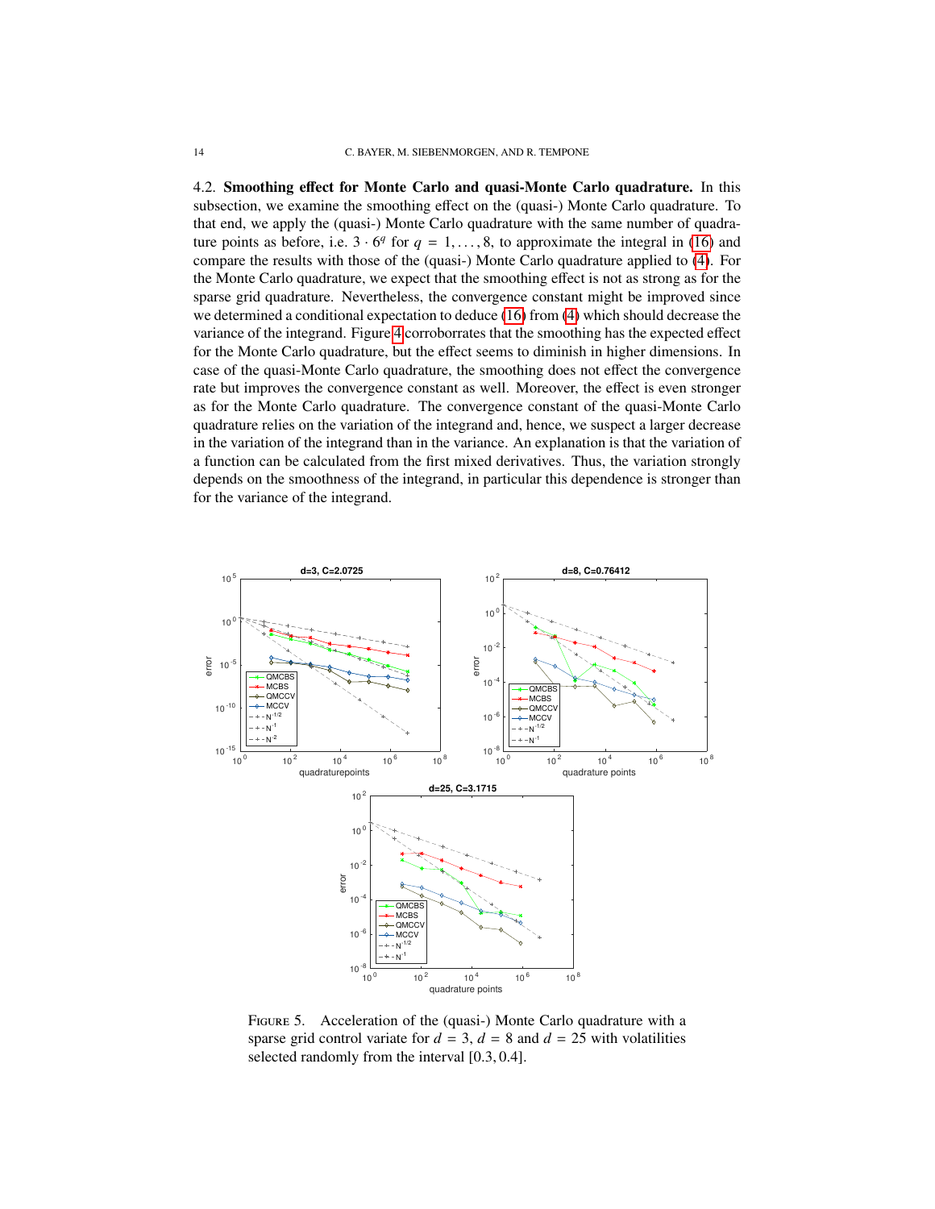4.2. **Smoothing effect for Monte Carlo and quasi-Monte Carlo quadrature.** In this subsection, we examine the smoothing effect on the (quasi-) Monte Carlo quadrature. To that end, we apply the (quasi-) Monte Carlo quadrature with the same number of quadrature points as before, i.e. $3 \cdot 6^q$ for $q = 1, \dots, 8$, to approximate the integral in (16) and compare the results with those of the (quasi-) Monte Carlo quadrature applied to (4). For the Monte Carlo quadrature, we expect that the smoothing effect is not as strong as for the sparse grid quadrature. Nevertheless, the convergence constant might be improved since we determined a conditional expectation to deduce (16) from (4) which should decrease the variance of the integrand. Figure 4 corroborates that the smoothing has the expected effect for the Monte Carlo quadrature, but the effect seems to diminish in higher dimensions. In case of the quasi-Monte Carlo quadrature, the smoothing does not effect the convergence rate but improves the convergence constant as well. Moreover, the effect is even stronger as for the Monte Carlo quadrature. The convergence constant of the quasi-Monte Carlo quadrature relies on the variation of the integrand and, hence, we suspect a larger decrease in the variation of the integrand than in the variance. An explanation is that the variation of a function can be calculated from the first mixed derivatives. Thus, the variation strongly depends on the smoothness of the integrand, in particular this dependence is stronger than for the variance of the integrand.

FIGURE 5. Acceleration of the (quasi-) Monte Carlo quadrature with a sparse grid control variate for $d = 3$, $d = 8$ and $d = 25$ with volatilities selected randomly from the interval $[0.3, 0.4]$.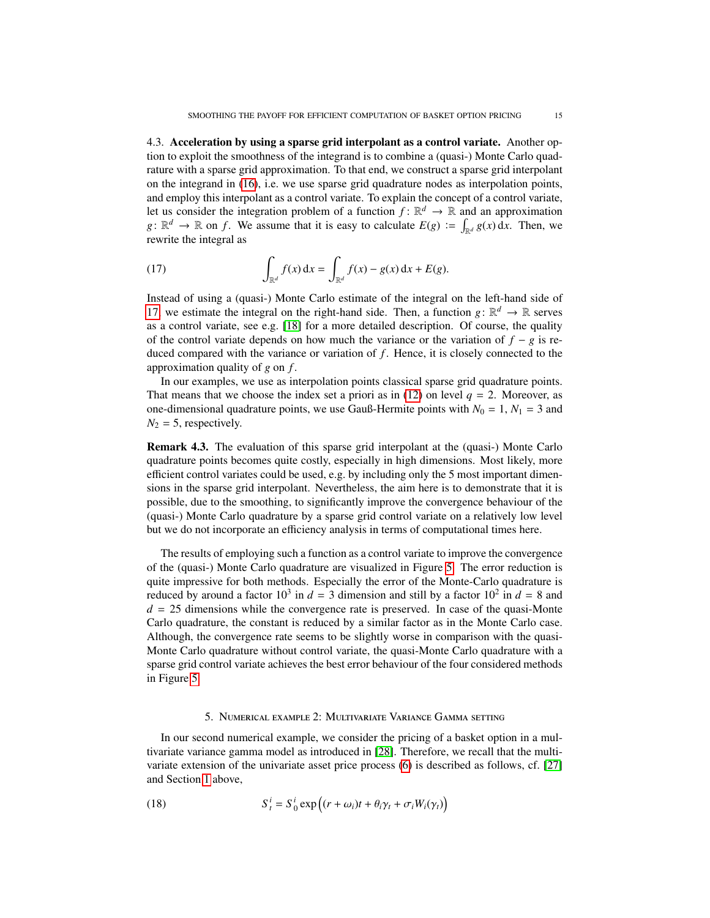4.3. **Acceleration by using a sparse grid interpolant as a control variate.** Another option to exploit the smoothness of the integrand is to combine a (quasi-) Monte Carlo quadrature with a sparse grid approximation. To that end, we construct a sparse grid interpolant on the integrand in (16), i.e. we use sparse grid quadrature nodes as interpolation points, and employ this interpolant as a control variate. To explain the concept of a control variate, let us consider the integration problem of a function $f\colon \mathbb{R}^d \to \mathbb{R}$ and an approximation $g\colon \mathbb{R}^d \to \mathbb{R}$ on $f$. We assume that it is easy to calculate $E(g) := \int_{\mathbb{R}^d} g(x)\,\mathrm{d}x$. Then, we rewrite the integral as

$$\int_{\mathbb{R}^d} f(x)\,\mathrm{d}x = \int_{\mathbb{R}^d} f(x) - g(x)\,\mathrm{d}x + E(g). \tag{17}$$

Instead of using a (quasi-) Monte Carlo estimate of the integral on the left-hand side of 17 we estimate the integral on the right-hand side. Then, a function $g\colon \mathbb{R}^d \to \mathbb{R}$ serves as a control variate, see e.g. [18] for a more detailed description. Of course, the quality of the control variate depends on how much the variance or the variation of $f - g$ is reduced compared with the variance or variation of $f$. Hence, it is closely connected to the approximation quality of $g$ on $f$.

In our examples, we use as interpolation points classical sparse grid quadrature points. That means that we choose the index set a priori as in (12) on level $q = 2$. Moreover, as one-dimensional quadrature points, we use Gauß-Hermite points with $N_0 = 1$, $N_1 = 3$ and $N_2 = 5$, respectively.

**Remark 4.3.** The evaluation of this sparse grid interpolant at the (quasi-) Monte Carlo quadrature points becomes quite costly, especially in high dimensions. Most likely, more efficient control variates could be used, e.g. by including only the 5 most important dimensions in the sparse grid interpolant. Nevertheless, the aim here is to demonstrate that it is possible, due to the smoothing, to significantly improve the convergence behaviour of the (quasi-) Monte Carlo quadrature by a sparse grid control variate on a relatively low level but we do not incorporate an efficiency analysis in terms of computational times here.

The results of employing such a function as a control variate to improve the convergence of the (quasi-) Monte Carlo quadrature are visualized in Figure 5. The error reduction is quite impressive for both methods. Especially the error of the Monte-Carlo quadrature is reduced by around a factor $10^3$ in $d = 3$ dimension and still by a factor $10^2$ in $d = 8$ and $d = 25$ dimensions while the convergence rate is preserved. In case of the quasi-Monte Carlo quadrature, the constant is reduced by a similar factor as in the Monte Carlo case. Although, the convergence rate seems to be slightly worse in comparison with the quasi-Monte Carlo quadrature without control variate, the quasi-Monte Carlo quadrature with a sparse grid control variate achieves the best error behaviour of the four considered methods in Figure 5.

## 5. Numerical example 2: Multivariate Variance Gamma setting

In our second numerical example, we consider the pricing of a basket option in a multivariate variance gamma model as introduced in [28]. Therefore, we recall that the multivariate extension of the univariate asset price process (6) is described as follows, cf. [27] and Section 1 above,

$$S_t^i = S_0^i \exp\Big((r + \omega_i)t + \theta_i \gamma_t + \sigma_i W_i(\gamma_t)\Big) \tag{18}$$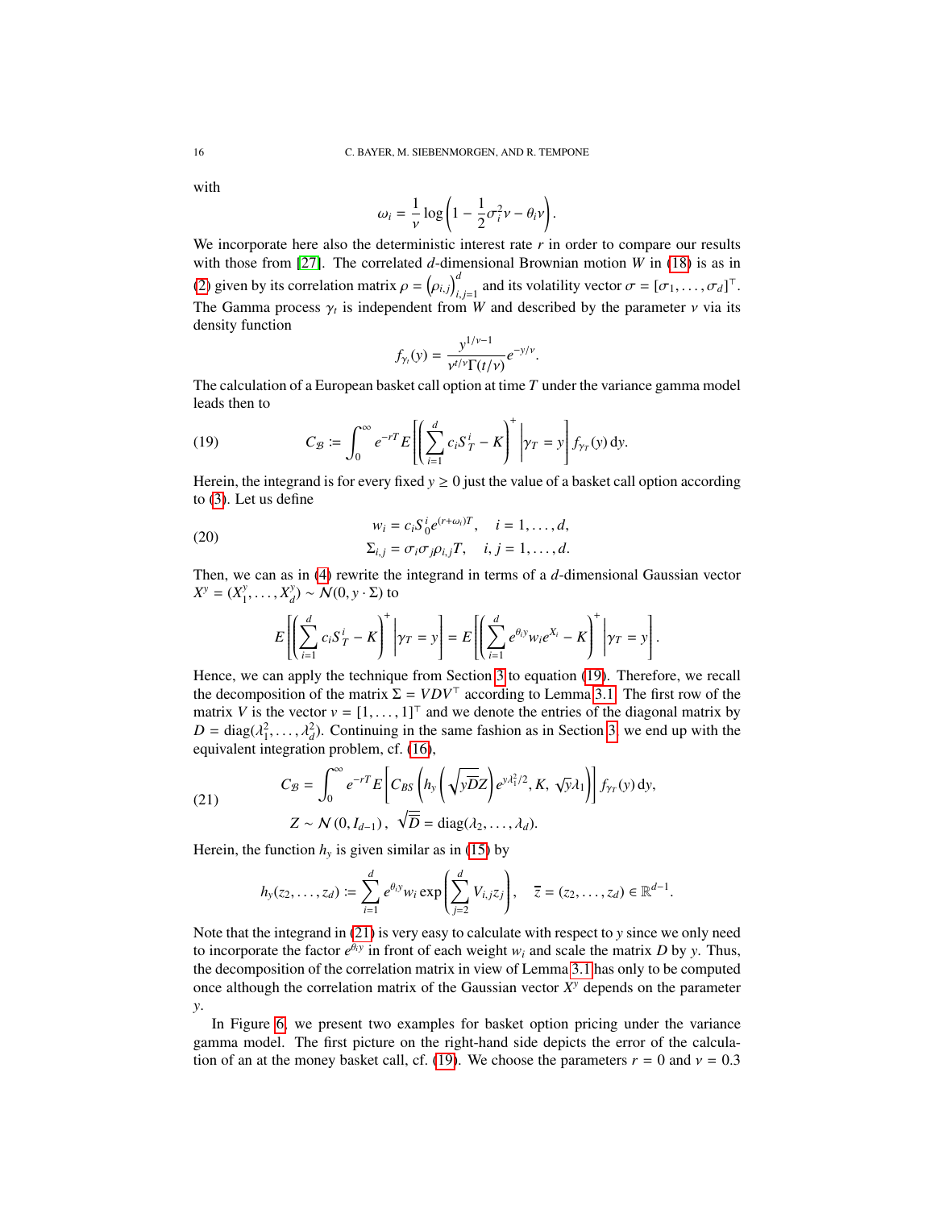with

$$\omega_i = \frac{1}{\nu} \log\left(1 - \frac{1}{2}\sigma_i^2 \nu - \theta_i \nu\right).$$

We incorporate here also the deterministic interest rate $r$ in order to compare our results with those from [27]. The correlated $d$-dimensional Brownian motion $W$ in (18) is as in (2) given by its correlation matrix $\rho = \left(\rho_{i,j}\right)_{i,j=1}^d$ and its volatility vector $\sigma = [\sigma_1, \dots, \sigma_d]^\top$. The Gamma process $\gamma_t$ is independent from $W$ and described by the parameter $\nu$ via its density function

$$f_{\gamma_t}(y) = \frac{y^{1/\nu - 1}}{\nu^{t/\nu}\Gamma(t/\nu)} e^{-y/\nu}.$$

The calculation of a European basket call option at time $T$ under the variance gamma model leads then to

$$C_{\mathcal{B}} := \int_0^\infty e^{-rT} E\left[\left(\sum_{i=1}^d c_i S_T^i - K\right)^+ \middle| \gamma_T = y\right] f_{\gamma_T}(y)\, \mathrm{d}y. \tag{19}$$

Herein, the integrand is for every fixed $y \geq 0$ just the value of a basket call option according to (3). Let us define

$$\begin{aligned} w_i &= c_i S_0^i e^{(r+\omega_i)T}, \quad i = 1, \dots, d, \\ \Sigma_{i,j} &= \sigma_i \sigma_j \rho_{i,j} T, \quad i, j = 1, \dots, d. \end{aligned} \tag{20}$$

Then, we can as in (4) rewrite the integrand in terms of a $d$-dimensional Gaussian vector $X^y = (X_1^y, \dots, X_d^y) \sim \mathcal{N}(0, y \cdot \Sigma)$ to

$$E\left[\left(\sum_{i=1}^d c_i S_T^i - K\right)^+ \middle| \gamma_T = y\right] = E\left[\left(\sum_{i=1}^d e^{\theta_i y} w_i e^{X_i} - K\right)^+ \middle| \gamma_T = y\right].$$

Hence, we can apply the technique from Section 3 to equation (19). Therefore, we recall the decomposition of the matrix $\Sigma = VDV^\top$ according to Lemma 3.1. The first row of the matrix $V$ is the vector $v = [1, \dots, 1]^\top$ and we denote the entries of the diagonal matrix by $D = \mathrm{diag}(\lambda_1^2, \dots, \lambda_d^2)$. Continuing in the same fashion as in Section 3, we end up with the equivalent integration problem, cf. (16),

$$\begin{aligned} C_{\mathcal{B}} &= \int_0^\infty e^{-rT} E\left[C_{BS}\left(h_y\left(\sqrt{y\overline{D}}Z\right) e^{y\lambda_1^2/2}, K, \sqrt{y}\lambda_1\right)\right] f_{\gamma_T}(y)\, \mathrm{d}y, \\ Z &\sim \mathcal{N}\left(0, I_{d-1}\right), \quad \sqrt{\overline{D}} = \mathrm{diag}(\lambda_2, \dots, \lambda_d). \end{aligned} \tag{21}$$

Herein, the function $h_y$ is given similar as in (15) by

$$h_y(z_2, \dots, z_d) := \sum_{i=1}^d e^{\theta_i y} w_i \exp\left(\sum_{j=2}^d V_{i,j} z_j\right), \quad \overline{z} = (z_2, \dots, z_d) \in \mathbb{R}^{d-1}.$$

Note that the integrand in (21) is very easy to calculate with respect to $y$ since we only need to incorporate the factor $e^{\theta_i y}$ in front of each weight $w_i$ and scale the matrix $D$ by $y$. Thus, the decomposition of the correlation matrix in view of Lemma 3.1 has only to be computed once although the correlation matrix of the Gaussian vector $X^y$ depends on the parameter $y$.

In Figure 6, we present two examples for basket option pricing under the variance gamma model. The first picture on the right-hand side depicts the error of the calculation of an at the money basket call, cf. (19). We choose the parameters $r = 0$ and $\nu = 0.3$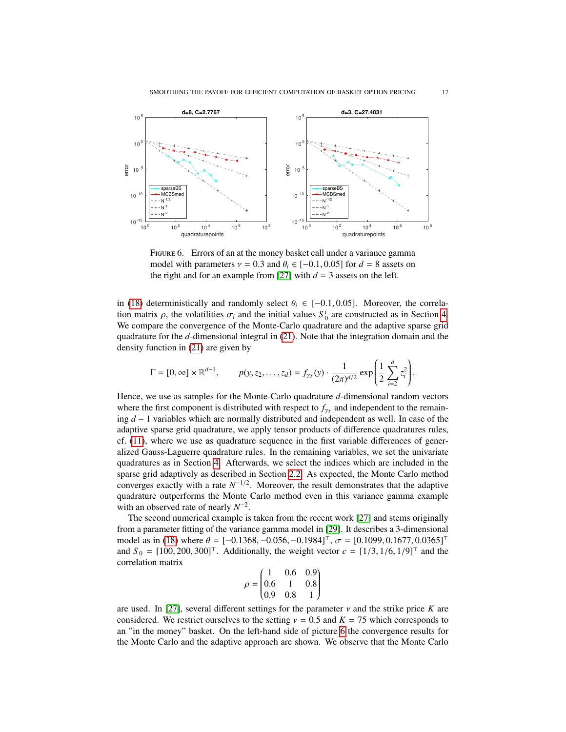FIGURE 6. Errors of an at the money basket call under a variance gamma model with parameters $\nu = 0.3$ and $\theta_i \in [-0.1, 0.05]$ for $d = 8$ assets on the right and for an example from [27] with $d = 3$ assets on the left.

in (18) deterministically and randomly select $\theta_i \in [-0.1, 0.05]$. Moreover, the correlation matrix $\rho$, the volatilities $\sigma_i$ and the initial values $S_0^i$ are constructed as in Section 4. We compare the convergence of the Monte-Carlo quadrature and the adaptive sparse grid quadrature for the $d$-dimensional integral in (21). Note that the integration domain and the density function in (21) are given by

$$\Gamma = [0, \infty] \times \mathbb{R}^{d-1}, \qquad p(y, z_2, \ldots, z_d) = f_{\gamma_T}(y) \cdot \frac{1}{(2\pi)^{d/2}} \exp\left(\frac{1}{2} \sum_{i=2}^{d} z_i^2\right).$$

Hence, we use as samples for the Monte-Carlo quadrature $d$-dimensional random vectors where the first component is distributed with respect to $f_{\gamma_T}$ and independent to the remaining $d-1$ variables which are normally distributed and independent as well. In case of the adaptive sparse grid quadrature, we apply tensor products of difference quadratures rules, cf. (11), where we use as quadrature sequence in the first variable differences of generalized Gauss-Laguerre quadrature rules. In the remaining variables, we set the univariate quadratures as in Section 4. Afterwards, we select the indices which are included in the sparse grid adaptively as described in Section 2.2. As expected, the Monte Carlo method converges exactly with a rate $N^{-1/2}$. Moreover, the result demonstrates that the adaptive quadrature outperforms the Monte Carlo method even in this variance gamma example with an observed rate of nearly $N^{-2}$.

The second numerical example is taken from the recent work [27] and stems originally from a parameter fitting of the variance gamma model in [29]. It describes a 3-dimensional model as in (18) where $\theta = [-0.1368, -0.056, -0.1984]^\top$, $\sigma = [0.1099, 0.1677, 0.0365]^\top$ and $S_0 = [100, 200, 300]^\top$. Additionally, the weight vector $c = [1/3, 1/6, 1/9]^\top$ and the correlation matrix

$$\rho = \begin{pmatrix} 1 & 0.6 & 0.9 \\ 0.6 & 1 & 0.8 \\ 0.9 & 0.8 & 1 \end{pmatrix}$$

are used. In [27], several different settings for the parameter $\nu$ and the strike price $K$ are considered. We restrict ourselves to the setting $\nu = 0.5$ and $K = 75$ which corresponds to an "in the money" basket. On the left-hand side of picture 6 the convergence results for the Monte Carlo and the adaptive approach are shown. We observe that the Monte Carlo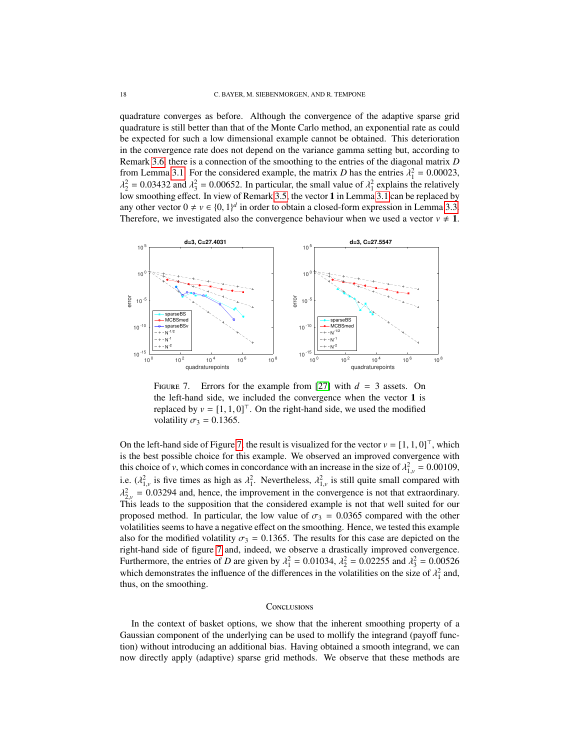quadrature converges as before. Although the convergence of the adaptive sparse grid quadrature is still better than that of the Monte Carlo method, an exponential rate as could be expected for such a low dimensional example cannot be obtained. This deterioration in the convergence rate does not depend on the variance gamma setting but, according to Remark 3.6, there is a connection of the smoothing to the entries of the diagonal matrix $D$ from Lemma 3.1. For the considered example, the matrix $D$ has the entries $\lambda_1^2 = 0.00023$, $\lambda_2^2 = 0.03432$ and $\lambda_3^2 = 0.00652$. In particular, the small value of $\lambda_1^2$ explains the relatively low smoothing effect. In view of Remark 3.5, the vector $\mathbf{1}$ in Lemma 3.1 can be replaced by any other vector $0 \neq v \in \{0,1\}^d$ in order to obtain a closed-form expression in Lemma 3.3. Therefore, we investigated also the convergence behaviour when we used a vector $v \neq \mathbf{1}$.

FIGURE 7. Errors for the example from [27] with $d = 3$ assets. On the left-hand side, we included the convergence when the vector $\mathbf{1}$ is replaced by $v = [1,1,0]^\top$. On the right-hand side, we used the modified volatility $\sigma_3 = 0.1365$.

On the left-hand side of Figure 7, the result is visualized for the vector $v = [1,1,0]^\top$, which is the best possible choice for this example. We observed an improved convergence with this choice of $v$, which comes in concordance with an increase in the size of $\lambda_{1,v}^2 = 0.00109$, i.e. ($\lambda_{1,v}^2$ is five times as high as $\lambda_1^2$. Nevertheless, $\lambda_{1,v}^2$ is still quite small compared with $\lambda_{2,v}^2 = 0.03294$ and, hence, the improvement in the convergence is not that extraordinary. This leads to the supposition that the considered example is not that well suited for our proposed method. In particular, the low value of $\sigma_3 = 0.0365$ compared with the other volatilities seems to have a negative effect on the smoothing. Hence, we tested this example also for the modified volatility $\sigma_3 = 0.1365$. The results for this case are depicted on the right-hand side of figure 7 and, indeed, we observe a drastically improved convergence. Furthermore, the entries of $D$ are given by $\lambda_1^2 = 0.01034$, $\lambda_2^2 = 0.02255$ and $\lambda_3^2 = 0.00526$ which demonstrates the influence of the differences in the volatilities on the size of $\lambda_1^2$ and, thus, on the smoothing.

## CONCLUSIONS

In the context of basket options, we show that the inherent smoothing property of a Gaussian component of the underlying can be used to mollify the integrand (payoff function) without introducing an additional bias. Having obtained a smooth integrand, we can now directly apply (adaptive) sparse grid methods. We observe that these methods are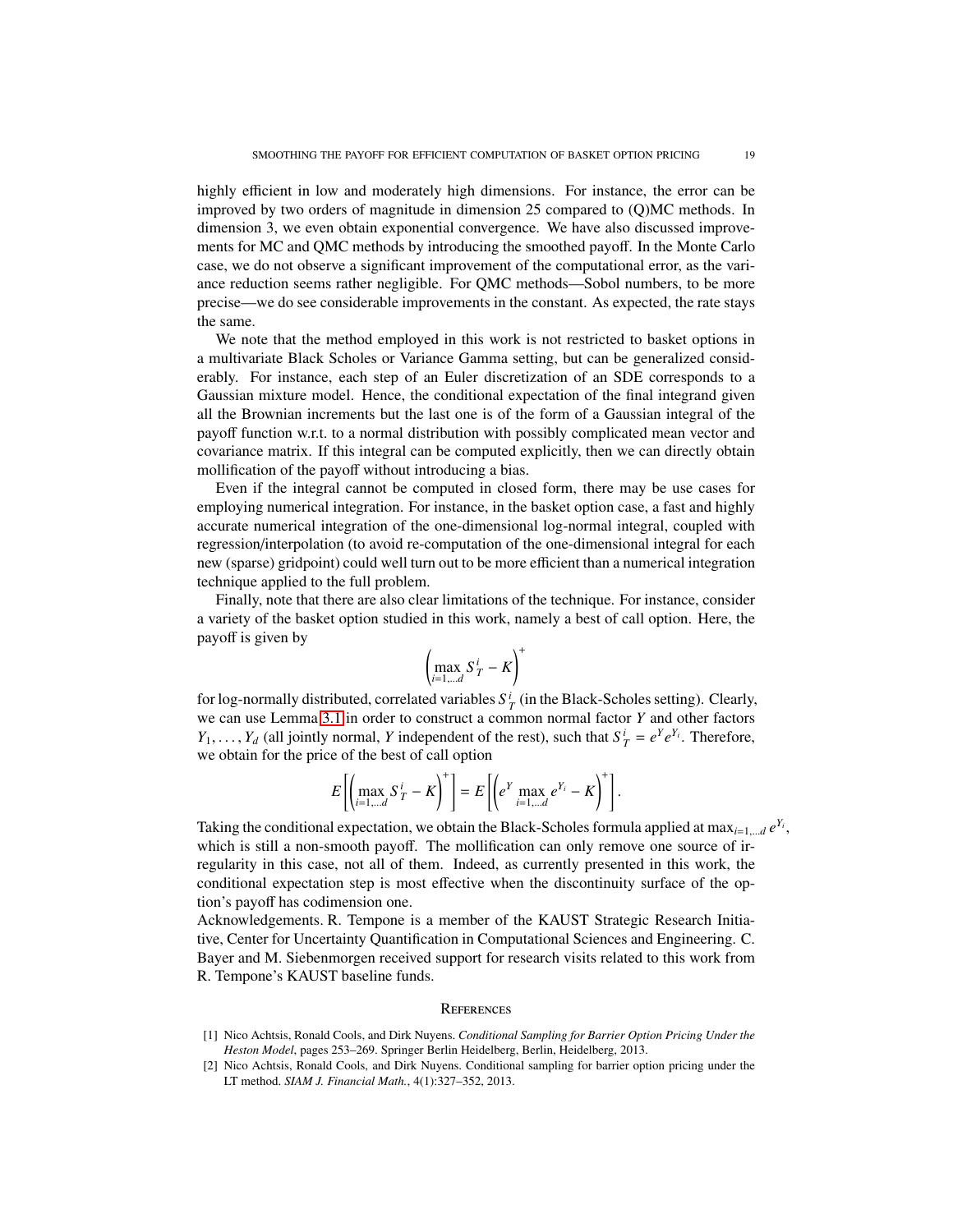highly efficient in low and moderately high dimensions. For instance, the error can be improved by two orders of magnitude in dimension 25 compared to (Q)MC methods. In dimension 3, we even obtain exponential convergence. We have also discussed improvements for MC and QMC methods by introducing the smoothed payoff. In the Monte Carlo case, we do not observe a significant improvement of the computational error, as the variance reduction seems rather negligible. For QMC methods—Sobol numbers, to be more precise—we do see considerable improvements in the constant. As expected, the rate stays the same.

We note that the method employed in this work is not restricted to basket options in a multivariate Black Scholes or Variance Gamma setting, but can be generalized considerably. For instance, each step of an Euler discretization of an SDE corresponds to a Gaussian mixture model. Hence, the conditional expectation of the final integrand given all the Brownian increments but the last one is of the form of a Gaussian integral of the payoff function w.r.t. to a normal distribution with possibly complicated mean vector and covariance matrix. If this integral can be computed explicitly, then we can directly obtain mollification of the payoff without introducing a bias.

Even if the integral cannot be computed in closed form, there may be use cases for employing numerical integration. For instance, in the basket option case, a fast and highly accurate numerical integration of the one-dimensional log-normal integral, coupled with regression/interpolation (to avoid re-computation of the one-dimensional integral for each new (sparse) gridpoint) could well turn out to be more efficient than a numerical integration technique applied to the full problem.

Finally, note that there are also clear limitations of the technique. For instance, consider a variety of the basket option studied in this work, namely a best of call option. Here, the payoff is given by

$$\left( \max_{i=1,\dots d} S_T^i - K \right)^+$$

for log-normally distributed, correlated variables $S_T^i$ (in the Black-Scholes setting). Clearly, we can use Lemma 3.1 in order to construct a common normal factor $Y$ and other factors $Y_1, \dots, Y_d$ (all jointly normal, $Y$ independent of the rest), such that $S_T^i = e^Y e^{Y_i}$. Therefore, we obtain for the price of the best of call option

$$E\left[ \left( \max_{i=1,\dots d} S_T^i - K \right)^+ \right] = E\left[ \left( e^Y \max_{i=1,\dots d} e^{Y_i} - K \right)^+ \right].$$

Taking the conditional expectation, we obtain the Black-Scholes formula applied at $\max_{i=1,\dots d} e^{Y_i}$, which is still a non-smooth payoff. The mollification can only remove one source of irregularity in this case, not all of them. Indeed, as currently presented in this work, the conditional expectation step is most effective when the discontinuity surface of the option's payoff has codimension one.

Acknowledgements. R. Tempone is a member of the KAUST Strategic Research Initiative, Center for Uncertainty Quantification in Computational Sciences and Engineering. C. Bayer and M. Siebenmorgen received support for research visits related to this work from R. Tempone's KAUST baseline funds.

## References

[1] Nico Achtsis, Ronald Cools, and Dirk Nuyens. *Conditional Sampling for Barrier Option Pricing Under the Heston Model*, pages 253–269. Springer Berlin Heidelberg, Berlin, Heidelberg, 2013.

[2] Nico Achtsis, Ronald Cools, and Dirk Nuyens. Conditional sampling for barrier option pricing under the LT method. *SIAM J. Financial Math.*, 4(1):327–352, 2013.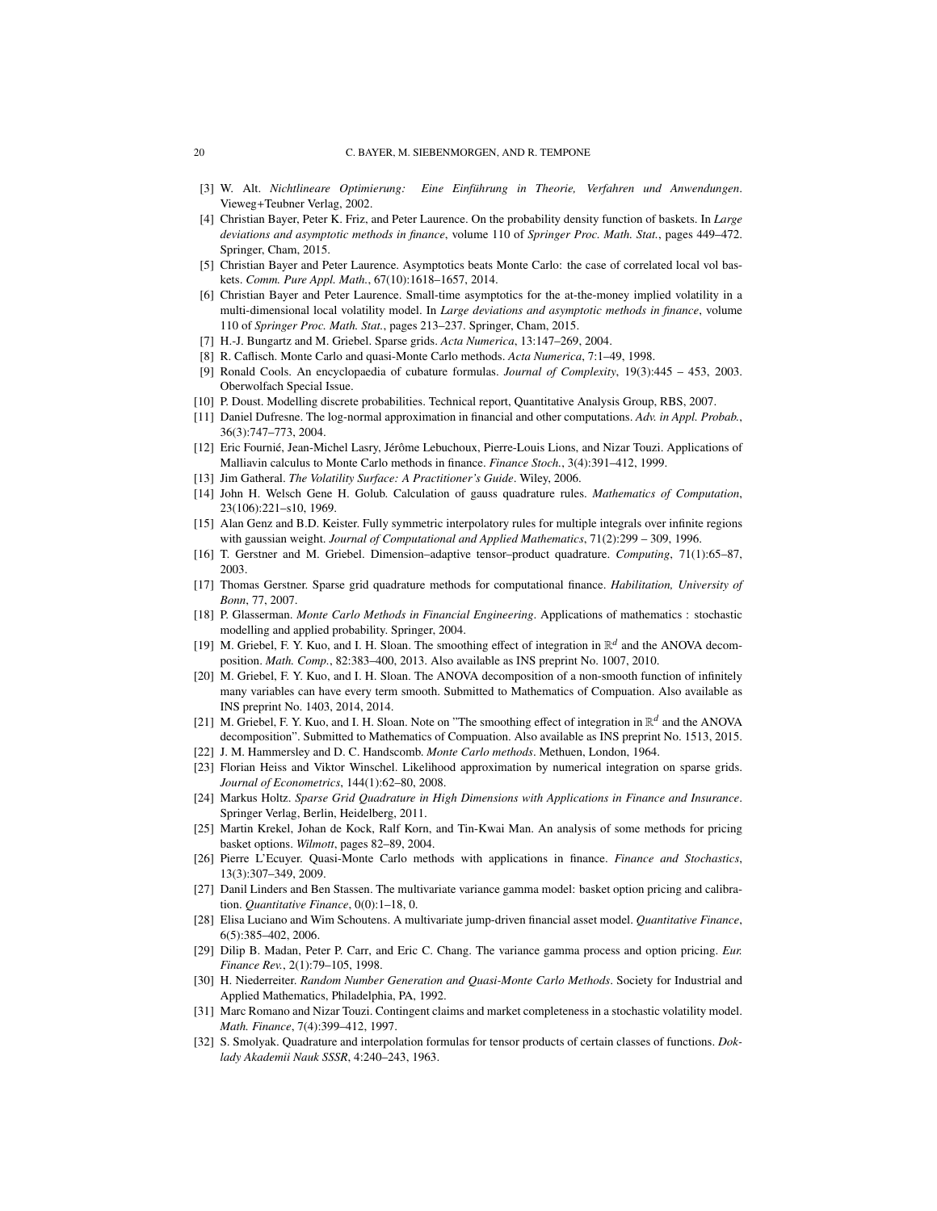[3] W. Alt. *Nichtlineare Optimierung: Eine Einführung in Theorie, Verfahren und Anwendungen*. Vieweg+Teubner Verlag, 2002.

[4] Christian Bayer, Peter K. Friz, and Peter Laurence. On the probability density function of baskets. In *Large deviations and asymptotic methods in finance*, volume 110 of *Springer Proc. Math. Stat.*, pages 449–472. Springer, Cham, 2015.

[5] Christian Bayer and Peter Laurence. Asymptotics beats Monte Carlo: the case of correlated local vol baskets. *Comm. Pure Appl. Math.*, 67(10):1618–1657, 2014.

[6] Christian Bayer and Peter Laurence. Small-time asymptotics for the at-the-money implied volatility in a multi-dimensional local volatility model. In *Large deviations and asymptotic methods in finance*, volume 110 of *Springer Proc. Math. Stat.*, pages 213–237. Springer, Cham, 2015.

[7] H.-J. Bungartz and M. Griebel. Sparse grids. *Acta Numerica*, 13:147–269, 2004.

[8] R. Caflisch. Monte Carlo and quasi-Monte Carlo methods. *Acta Numerica*, 7:1–49, 1998.

[9] Ronald Cools. An encyclopaedia of cubature formulas. *Journal of Complexity*, 19(3):445 – 453, 2003. Oberwolfach Special Issue.

[10] P. Doust. Modelling discrete probabilities. Technical report, Quantitative Analysis Group, RBS, 2007.

[11] Daniel Dufresne. The log-normal approximation in financial and other computations. *Adv. in Appl. Probab.*, 36(3):747–773, 2004.

[12] Eric Fournié, Jean-Michel Lasry, Jérôme Lebuchoux, Pierre-Louis Lions, and Nizar Touzi. Applications of Malliavin calculus to Monte Carlo methods in finance. *Finance Stoch.*, 3(4):391–412, 1999.

[13] Jim Gatheral. *The Volatility Surface: A Practitioner's Guide*. Wiley, 2006.

[14] John H. Welsch Gene H. Golub. Calculation of gauss quadrature rules. *Mathematics of Computation*, 23(106):221–s10, 1969.

[15] Alan Genz and B.D. Keister. Fully symmetric interpolatory rules for multiple integrals over infinite regions with gaussian weight. *Journal of Computational and Applied Mathematics*, 71(2):299 – 309, 1996.

[16] T. Gerstner and M. Griebel. Dimension–adaptive tensor–product quadrature. *Computing*, 71(1):65–87, 2003.

[17] Thomas Gerstner. Sparse grid quadrature methods for computational finance. *Habilitation, University of Bonn*, 77, 2007.

[18] P. Glasserman. *Monte Carlo Methods in Financial Engineering*. Applications of mathematics : stochastic modelling and applied probability. Springer, 2004.

[19] M. Griebel, F. Y. Kuo, and I. H. Sloan. The smoothing effect of integration in $\mathbb{R}^d$ and the ANOVA decomposition. *Math. Comp.*, 82:383–400, 2013. Also available as INS preprint No. 1007, 2010.

[20] M. Griebel, F. Y. Kuo, and I. H. Sloan. The ANOVA decomposition of a non-smooth function of infinitely many variables can have every term smooth. Submitted to Mathematics of Compuation. Also available as INS preprint No. 1403, 2014, 2014.

[21] M. Griebel, F. Y. Kuo, and I. H. Sloan. Note on "The smoothing effect of integration in $\mathbb{R}^d$ and the ANOVA decomposition". Submitted to Mathematics of Compuation. Also available as INS preprint No. 1513, 2015.

[22] J. M. Hammersley and D. C. Handscomb. *Monte Carlo methods*. Methuen, London, 1964.

[23] Florian Heiss and Viktor Winschel. Likelihood approximation by numerical integration on sparse grids. *Journal of Econometrics*, 144(1):62–80, 2008.

[24] Markus Holtz. *Sparse Grid Quadrature in High Dimensions with Applications in Finance and Insurance*. Springer Verlag, Berlin, Heidelberg, 2011.

[25] Martin Krekel, Johan de Kock, Ralf Korn, and Tin-Kwai Man. An analysis of some methods for pricing basket options. *Wilmott*, pages 82–89, 2004.

[26] Pierre L'Ecuyer. Quasi-Monte Carlo methods with applications in finance. *Finance and Stochastics*, 13(3):307–349, 2009.

[27] Danil Linders and Ben Stassen. The multivariate variance gamma model: basket option pricing and calibration. *Quantitative Finance*, 0(0):1–18, 0.

[28] Elisa Luciano and Wim Schoutens. A multivariate jump-driven financial asset model. *Quantitative Finance*, 6(5):385–402, 2006.

[29] Dilip B. Madan, Peter P. Carr, and Eric C. Chang. The variance gamma process and option pricing. *Eur. Finance Rev.*, 2(1):79–105, 1998.

[30] H. Niederreiter. *Random Number Generation and Quasi-Monte Carlo Methods*. Society for Industrial and Applied Mathematics, Philadelphia, PA, 1992.

[31] Marc Romano and Nizar Touzi. Contingent claims and market completeness in a stochastic volatility model. *Math. Finance*, 7(4):399–412, 1997.

[32] S. Smolyak. Quadrature and interpolation formulas for tensor products of certain classes of functions. *Doklady Akademii Nauk SSSR*, 4:240–243, 1963.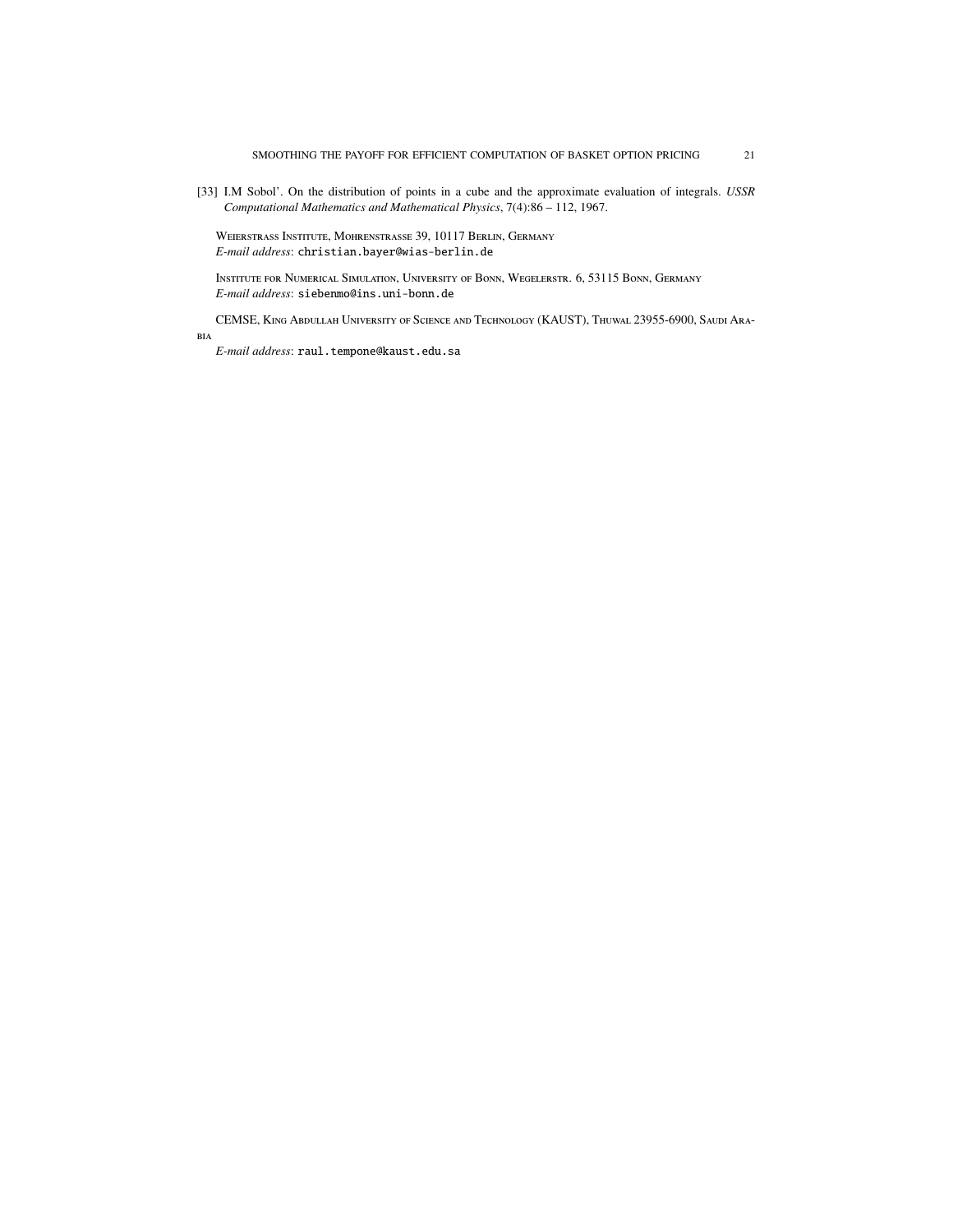[33] I.M Sobol'. On the distribution of points in a cube and the approximate evaluation of integrals. *USSR Computational Mathematics and Mathematical Physics*, 7(4):86 – 112, 1967.

Weierstrass Institute, Mohrenstrasse 39, 10117 Berlin, Germany
*E-mail address*: christian.bayer@wias-berlin.de

Institute for Numerical Simulation, University of Bonn, Wegelerstr. 6, 53115 Bonn, Germany
*E-mail address*: siebenmo@ins.uni-bonn.de

CEMSE, King Abdullah University of Science and Technology (KAUST), Thuwal 23955-6900, Saudi Arabia
*E-mail address*: raul.tempone@kaust.edu.sa